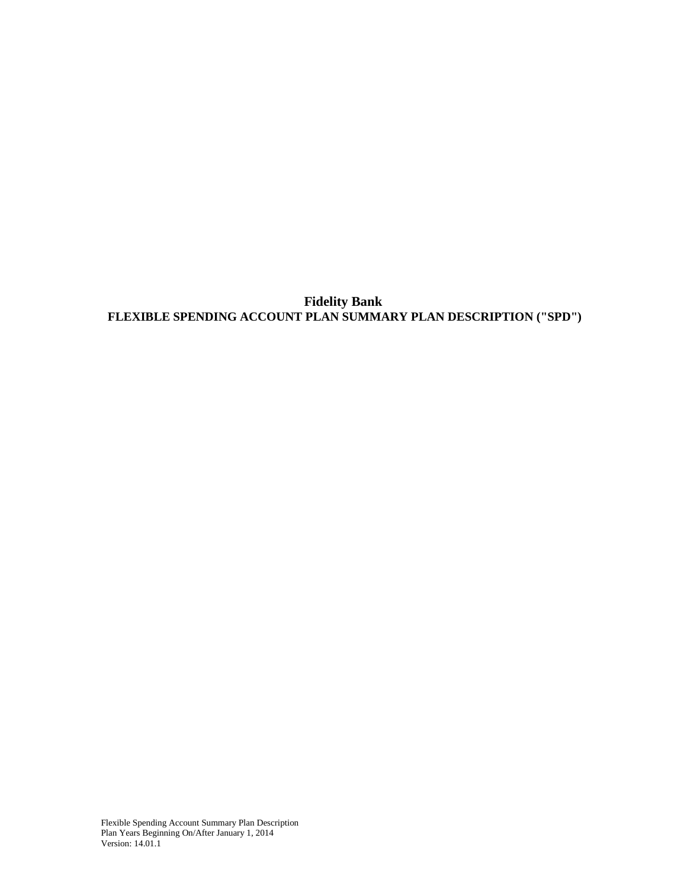# Fidelity Bank

## FLEXIBLE SPENDING ACCOUNT PLAN SUMMARY PLAN DESCRIPTION ("SPD")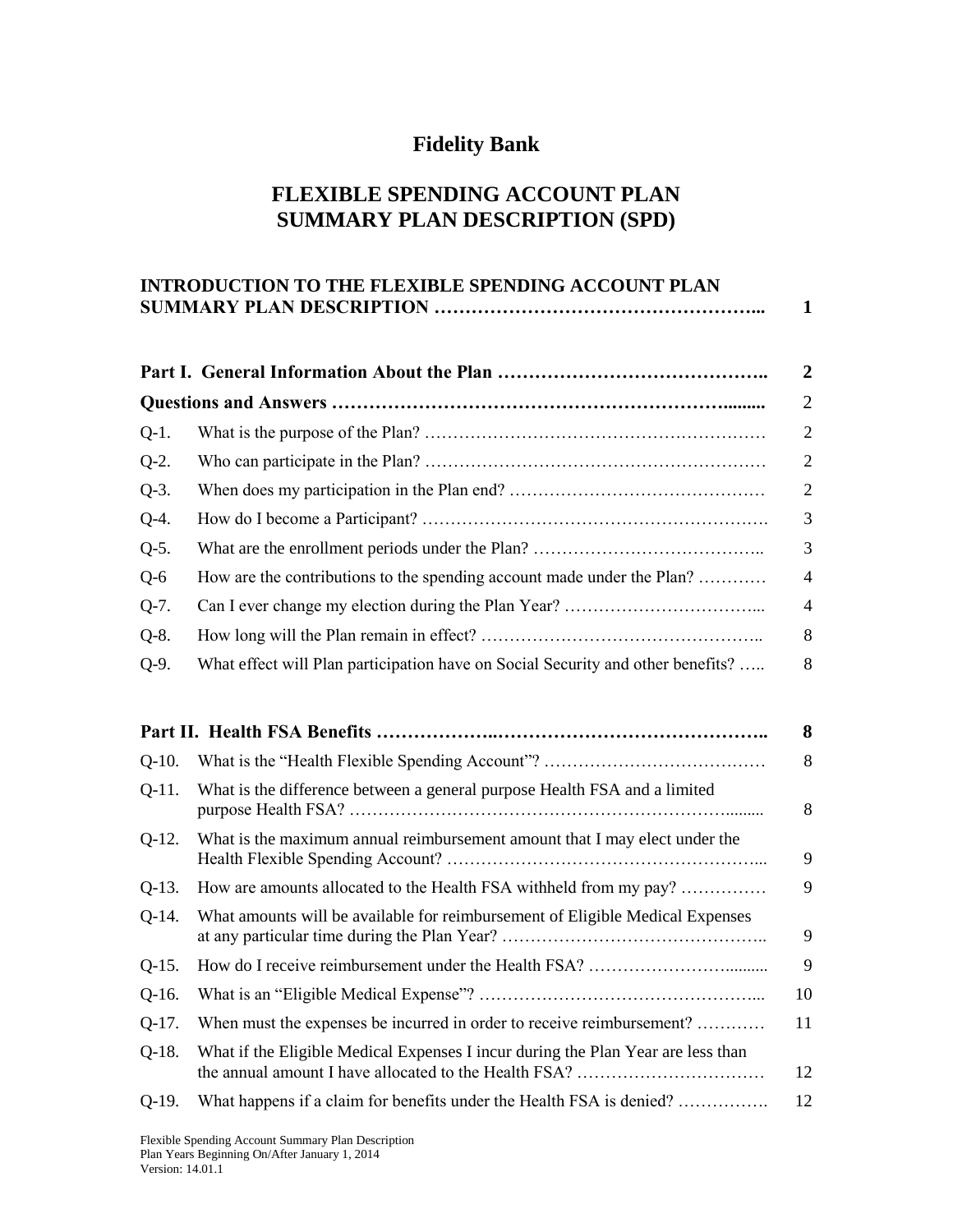# Fidelity Bank

## FLEXIBLE SPENDING ACCOUNT PLAN SUMMARY PLAN DESCRIPTION (SPD)

| | | |
|---|---|---|
| **INTRODUCTION TO THE FLEXIBLE SPENDING ACCOUNT PLAN SUMMARY PLAN DESCRIPTION** | | **1** |
| **Part I. General Information About the Plan** | | **2** |
| **Questions and Answers** | | 2 |
| Q-1. | What is the purpose of the Plan? | 2 |
| Q-2. | Who can participate in the Plan? | 2 |
| Q-3. | When does my participation in the Plan end? | 2 |
| Q-4. | How do I become a Participant? | 3 |
| Q-5. | What are the enrollment periods under the Plan? | 3 |
| Q-6 | How are the contributions to the spending account made under the Plan? | 4 |
| Q-7. | Can I ever change my election during the Plan Year? | 4 |
| Q-8. | How long will the Plan remain in effect? | 8 |
| Q-9. | What effect will Plan participation have on Social Security and other benefits? | 8 |
| **Part II. Health FSA Benefits** | | **8** |
| Q-10. | What is the "Health Flexible Spending Account"? | 8 |
| Q-11. | What is the difference between a general purpose Health FSA and a limited purpose Health FSA? | 8 |
| Q-12. | What is the maximum annual reimbursement amount that I may elect under the Health Flexible Spending Account? | 9 |
| Q-13. | How are amounts allocated to the Health FSA withheld from my pay? | 9 |
| Q-14. | What amounts will be available for reimbursement of Eligible Medical Expenses at any particular time during the Plan Year? | 9 |
| Q-15. | How do I receive reimbursement under the Health FSA? | 9 |
| Q-16. | What is an "Eligible Medical Expense"? | 10 |
| Q-17. | When must the expenses be incurred in order to receive reimbursement? | 11 |
| Q-18. | What if the Eligible Medical Expenses I incur during the Plan Year are less than the annual amount I have allocated to the Health FSA? | 12 |
| Q-19. | What happens if a claim for benefits under the Health FSA is denied? | 12 |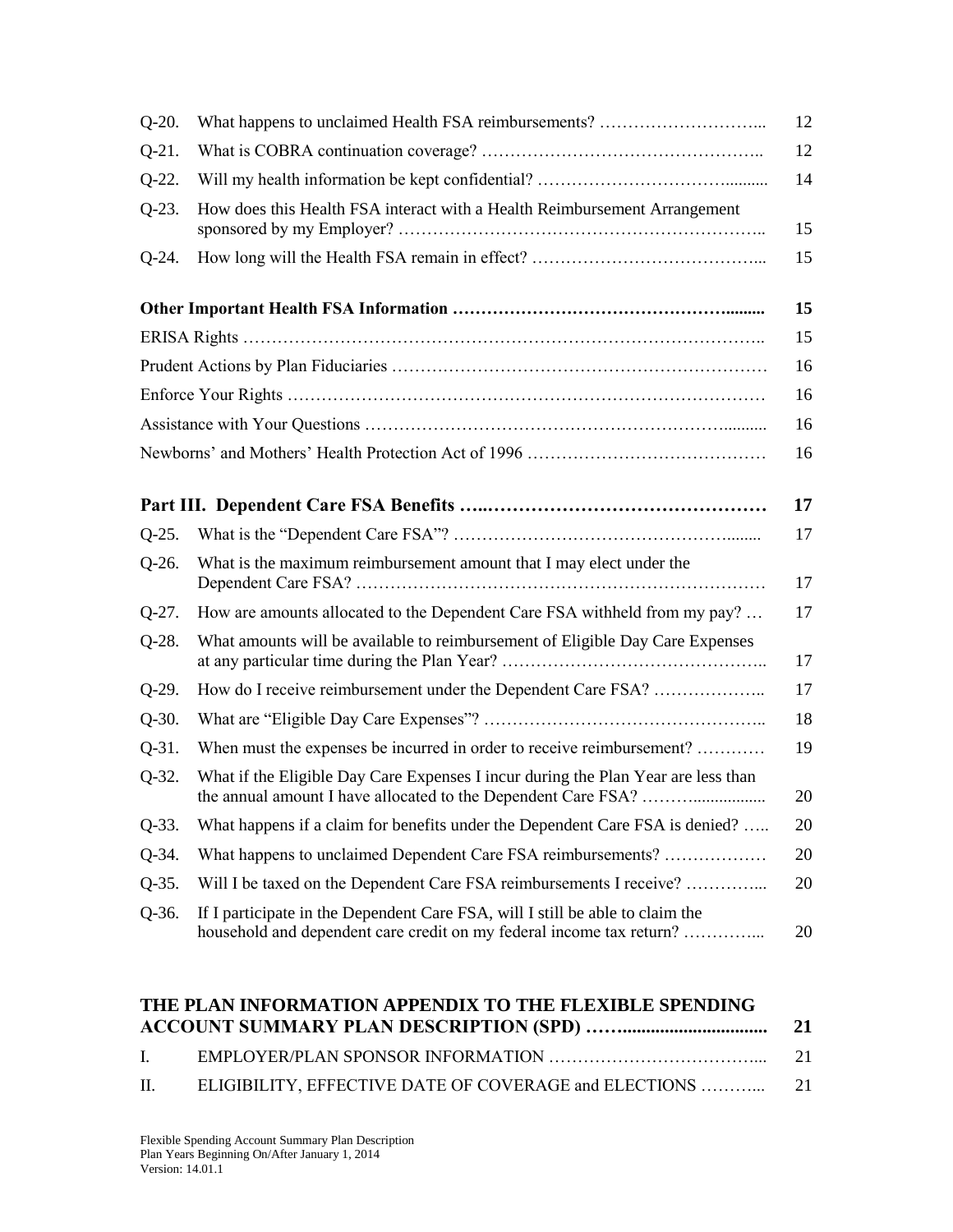| | | |
|---|---|---|
| Q-20. | What happens to unclaimed Health FSA reimbursements? ………………………... | 12 |
| Q-21. | What is COBRA continuation coverage? ………………………………………….. | 12 |
| Q-22. | Will my health information be kept confidential? ……………………………......... | 14 |
| Q-23. | How does this Health FSA interact with a Health Reimbursement Arrangement sponsored by my Employer? ……………………………………………………….. | 15 |
| Q-24. | How long will the Health FSA remain in effect? ………………………………... | 15 |

| | |
|---|---|
| **Other Important Health FSA Information ……………………………………….........** | **15** |
| ERISA Rights ……………………………………………………………………………….. | 15 |
| Prudent Actions by Plan Fiduciaries ………………………………………………………… | 16 |
| Enforce Your Rights ………………………………………………………………………… | 16 |
| Assistance with Your Questions ……………………………………………………….......... | 16 |
| Newborns' and Mothers' Health Protection Act of 1996 …………………………………… | 16 |

| | | |
|---|---|---|
| **Part III.** | **Dependent Care FSA Benefits …..………………………………………** | **17** |
| Q-25. | What is the "Dependent Care FSA"? ……………………………………………........ | 17 |
| Q-26. | What is the maximum reimbursement amount that I may elect under the Dependent Care FSA? ……………………………………………………………… | 17 |
| Q-27. | How are amounts allocated to the Dependent Care FSA withheld from my pay? … | 17 |
| Q-28. | What amounts will be available to reimbursement of Eligible Day Care Expenses at any particular time during the Plan Year? ……………………………………….. | 17 |
| Q-29. | How do I receive reimbursement under the Dependent Care FSA? ……………….. | 17 |
| Q-30. | What are "Eligible Day Care Expenses"? ………………………………………….. | 18 |
| Q-31. | When must the expenses be incurred in order to receive reimbursement? ………… | 19 |
| Q-32. | What if the Eligible Day Care Expenses I incur during the Plan Year are less than the annual amount I have allocated to the Dependent Care FSA? ……….................. | 20 |
| Q-33. | What happens if a claim for benefits under the Dependent Care FSA is denied? ….. | 20 |
| Q-34. | What happens to unclaimed Dependent Care FSA reimbursements? ……………… | 20 |
| Q-35. | Will I be taxed on the Dependent Care FSA reimbursements I receive? …………... | 20 |
| Q-36. | If I participate in the Dependent Care FSA, will I still be able to claim the household and dependent care credit on my federal income tax return? …………... | 20 |

| | | |
|---|---|---|
| **THE PLAN INFORMATION APPENDIX TO THE FLEXIBLE SPENDING ACCOUNT SUMMARY PLAN DESCRIPTION (SPD) ……...............................** | | **21** |
| I. | EMPLOYER/PLAN SPONSOR INFORMATION ………………………………... | 21 |
| II. | ELIGIBILITY, EFFECTIVE DATE OF COVERAGE and ELECTIONS ………... | 21 |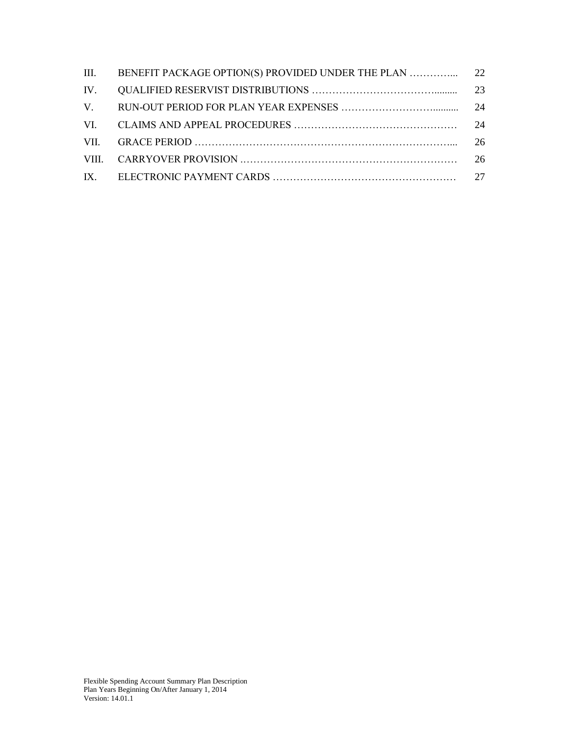| | | |
|---|---|---|
| III. | BENEFIT PACKAGE OPTION(S) PROVIDED UNDER THE PLAN ………….. | 22 |
| IV. | QUALIFIED RESERVIST DISTRIBUTIONS ……………………………….......... | 23 |
| V. | RUN-OUT PERIOD FOR PLAN YEAR EXPENSES ……………………….......... | 24 |
| VI. | CLAIMS AND APPEAL PROCEDURES ………………………………………… | 24 |
| VII. | GRACE PERIOD ………………………………………………………………….... | 26 |
| VIII. | CARRYOVER PROVISION ………………………………………………………… | 26 |
| IX. | ELECTRONIC PAYMENT CARDS ……………………………………………… | 27 |

Flexible Spending Account Summary Plan Description
Plan Years Beginning On/After January 1, 2014
Version: 14.01.1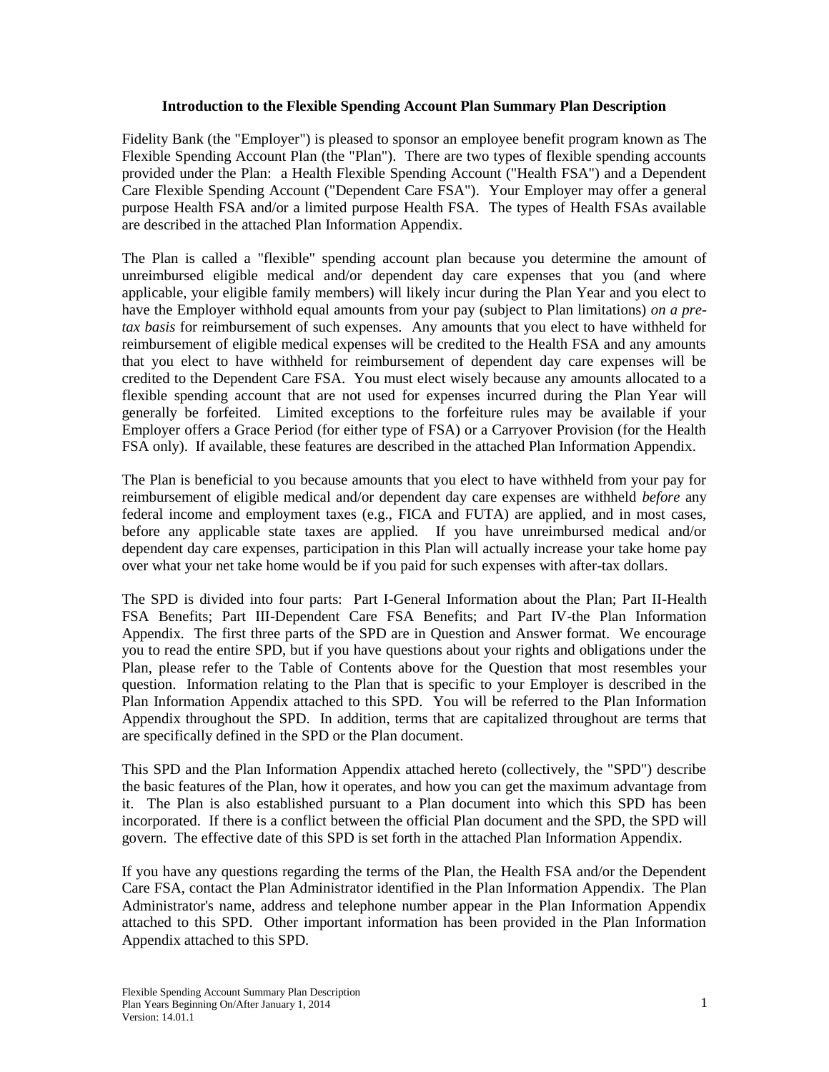# Introduction to the Flexible Spending Account Plan Summary Plan Description

Fidelity Bank (the "Employer") is pleased to sponsor an employee benefit program known as The Flexible Spending Account Plan (the "Plan"). There are two types of flexible spending accounts provided under the Plan: a Health Flexible Spending Account ("Health FSA") and a Dependent Care Flexible Spending Account ("Dependent Care FSA"). Your Employer may offer a general purpose Health FSA and/or a limited purpose Health FSA. The types of Health FSAs available are described in the attached Plan Information Appendix.

The Plan is called a "flexible" spending account plan because you determine the amount of unreimbursed eligible medical and/or dependent day care expenses that you (and where applicable, your eligible family members) will likely incur during the Plan Year and you elect to have the Employer withhold equal amounts from your pay (subject to Plan limitations) *on a pre-tax basis* for reimbursement of such expenses. Any amounts that you elect to have withheld for reimbursement of eligible medical expenses will be credited to the Health FSA and any amounts that you elect to have withheld for reimbursement of dependent day care expenses will be credited to the Dependent Care FSA. You must elect wisely because any amounts allocated to a flexible spending account that are not used for expenses incurred during the Plan Year will generally be forfeited. Limited exceptions to the forfeiture rules may be available if your Employer offers a Grace Period (for either type of FSA) or a Carryover Provision (for the Health FSA only). If available, these features are described in the attached Plan Information Appendix.

The Plan is beneficial to you because amounts that you elect to have withheld from your pay for reimbursement of eligible medical and/or dependent day care expenses are withheld *before* any federal income and employment taxes (e.g., FICA and FUTA) are applied, and in most cases, before any applicable state taxes are applied. If you have unreimbursed medical and/or dependent day care expenses, participation in this Plan will actually increase your take home pay over what your net take home would be if you paid for such expenses with after-tax dollars.

The SPD is divided into four parts: Part I-General Information about the Plan; Part II-Health FSA Benefits; Part III-Dependent Care FSA Benefits; and Part IV-the Plan Information Appendix. The first three parts of the SPD are in Question and Answer format. We encourage you to read the entire SPD, but if you have questions about your rights and obligations under the Plan, please refer to the Table of Contents above for the Question that most resembles your question. Information relating to the Plan that is specific to your Employer is described in the Plan Information Appendix attached to this SPD. You will be referred to the Plan Information Appendix throughout the SPD. In addition, terms that are capitalized throughout are terms that are specifically defined in the SPD or the Plan document.

This SPD and the Plan Information Appendix attached hereto (collectively, the "SPD") describe the basic features of the Plan, how it operates, and how you can get the maximum advantage from it. The Plan is also established pursuant to a Plan document into which this SPD has been incorporated. If there is a conflict between the official Plan document and the SPD, the SPD will govern. The effective date of this SPD is set forth in the attached Plan Information Appendix.

If you have any questions regarding the terms of the Plan, the Health FSA and/or the Dependent Care FSA, contact the Plan Administrator identified in the Plan Information Appendix. The Plan Administrator's name, address and telephone number appear in the Plan Information Appendix attached to this SPD. Other important information has been provided in the Plan Information Appendix attached to this SPD.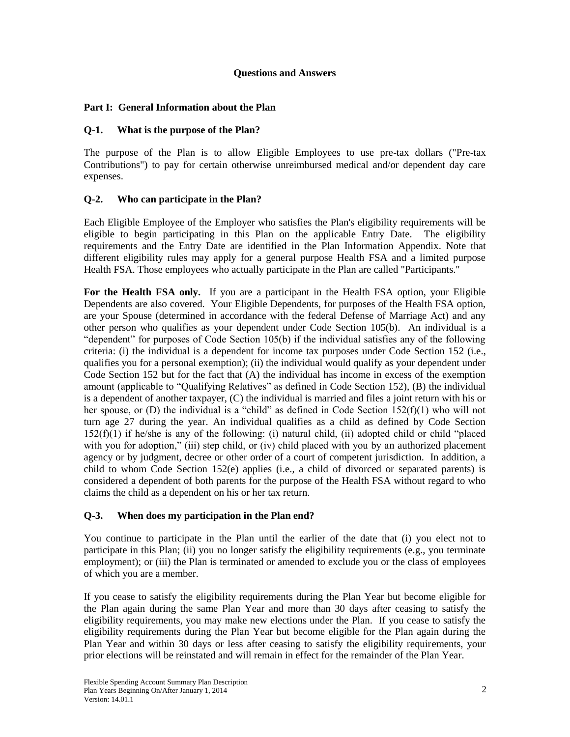## Questions and Answers

### Part I: General Information about the Plan

#### Q-1. What is the purpose of the Plan?

The purpose of the Plan is to allow Eligible Employees to use pre-tax dollars ("Pre-tax Contributions") to pay for certain otherwise unreimbursed medical and/or dependent day care expenses.

#### Q-2. Who can participate in the Plan?

Each Eligible Employee of the Employer who satisfies the Plan's eligibility requirements will be eligible to begin participating in this Plan on the applicable Entry Date. The eligibility requirements and the Entry Date are identified in the Plan Information Appendix. Note that different eligibility rules may apply for a general purpose Health FSA and a limited purpose Health FSA. Those employees who actually participate in the Plan are called "Participants."

**For the Health FSA only.** If you are a participant in the Health FSA option, your Eligible Dependents are also covered. Your Eligible Dependents, for purposes of the Health FSA option, are your Spouse (determined in accordance with the federal Defense of Marriage Act) and any other person who qualifies as your dependent under Code Section 105(b). An individual is a "dependent" for purposes of Code Section 105(b) if the individual satisfies any of the following criteria: (i) the individual is a dependent for income tax purposes under Code Section 152 (i.e., qualifies you for a personal exemption); (ii) the individual would qualify as your dependent under Code Section 152 but for the fact that (A) the individual has income in excess of the exemption amount (applicable to "Qualifying Relatives" as defined in Code Section 152), (B) the individual is a dependent of another taxpayer, (C) the individual is married and files a joint return with his or her spouse, or (D) the individual is a "child" as defined in Code Section 152(f)(1) who will not turn age 27 during the year. An individual qualifies as a child as defined by Code Section 152(f)(1) if he/she is any of the following: (i) natural child, (ii) adopted child or child "placed with you for adoption," (iii) step child, or (iv) child placed with you by an authorized placement agency or by judgment, decree or other order of a court of competent jurisdiction. In addition, a child to whom Code Section 152(e) applies (i.e., a child of divorced or separated parents) is considered a dependent of both parents for the purpose of the Health FSA without regard to who claims the child as a dependent on his or her tax return.

#### Q-3. When does my participation in the Plan end?

You continue to participate in the Plan until the earlier of the date that (i) you elect not to participate in this Plan; (ii) you no longer satisfy the eligibility requirements (e.g., you terminate employment); or (iii) the Plan is terminated or amended to exclude you or the class of employees of which you are a member.

If you cease to satisfy the eligibility requirements during the Plan Year but become eligible for the Plan again during the same Plan Year and more than 30 days after ceasing to satisfy the eligibility requirements, you may make new elections under the Plan. If you cease to satisfy the eligibility requirements during the Plan Year but become eligible for the Plan again during the Plan Year and within 30 days or less after ceasing to satisfy the eligibility requirements, your prior elections will be reinstated and will remain in effect for the remainder of the Plan Year.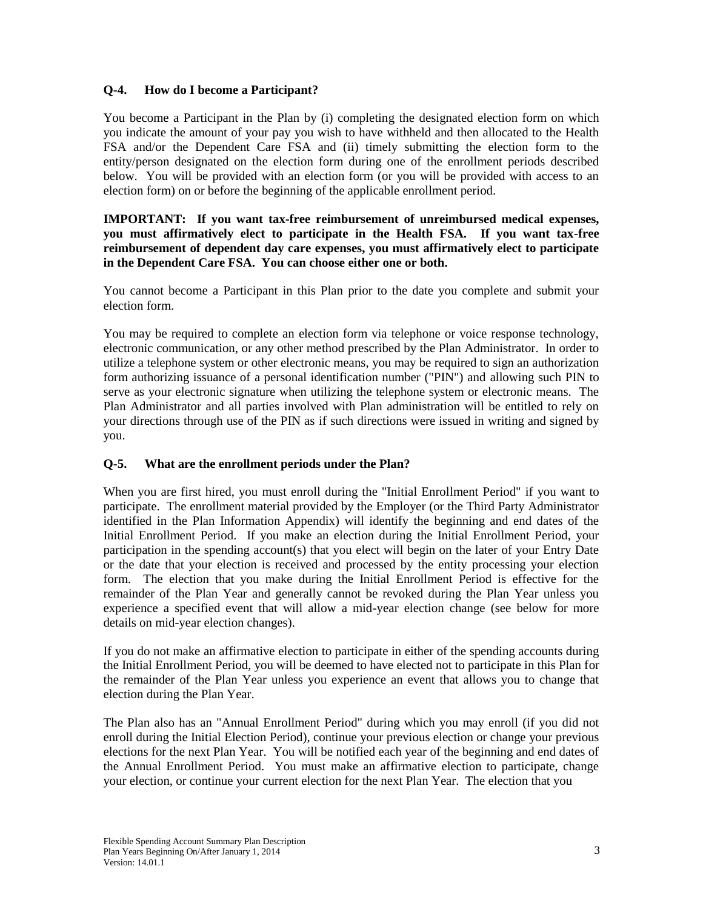### Q-4. How do I become a Participant?

You become a Participant in the Plan by (i) completing the designated election form on which you indicate the amount of your pay you wish to have withheld and then allocated to the Health FSA and/or the Dependent Care FSA and (ii) timely submitting the election form to the entity/person designated on the election form during one of the enrollment periods described below. You will be provided with an election form (or you will be provided with access to an election form) on or before the beginning of the applicable enrollment period.

**IMPORTANT: If you want tax-free reimbursement of unreimbursed medical expenses, you must affirmatively elect to participate in the Health FSA. If you want tax-free reimbursement of dependent day care expenses, you must affirmatively elect to participate in the Dependent Care FSA. You can choose either one or both.**

You cannot become a Participant in this Plan prior to the date you complete and submit your election form.

You may be required to complete an election form via telephone or voice response technology, electronic communication, or any other method prescribed by the Plan Administrator. In order to utilize a telephone system or other electronic means, you may be required to sign an authorization form authorizing issuance of a personal identification number ("PIN") and allowing such PIN to serve as your electronic signature when utilizing the telephone system or electronic means. The Plan Administrator and all parties involved with Plan administration will be entitled to rely on your directions through use of the PIN as if such directions were issued in writing and signed by you.

### Q-5. What are the enrollment periods under the Plan?

When you are first hired, you must enroll during the "Initial Enrollment Period" if you want to participate. The enrollment material provided by the Employer (or the Third Party Administrator identified in the Plan Information Appendix) will identify the beginning and end dates of the Initial Enrollment Period. If you make an election during the Initial Enrollment Period, your participation in the spending account(s) that you elect will begin on the later of your Entry Date or the date that your election is received and processed by the entity processing your election form. The election that you make during the Initial Enrollment Period is effective for the remainder of the Plan Year and generally cannot be revoked during the Plan Year unless you experience a specified event that will allow a mid-year election change (see below for more details on mid-year election changes).

If you do not make an affirmative election to participate in either of the spending accounts during the Initial Enrollment Period, you will be deemed to have elected not to participate in this Plan for the remainder of the Plan Year unless you experience an event that allows you to change that election during the Plan Year.

The Plan also has an "Annual Enrollment Period" during which you may enroll (if you did not enroll during the Initial Election Period), continue your previous election or change your previous elections for the next Plan Year. You will be notified each year of the beginning and end dates of the Annual Enrollment Period. You must make an affirmative election to participate, change your election, or continue your current election for the next Plan Year. The election that you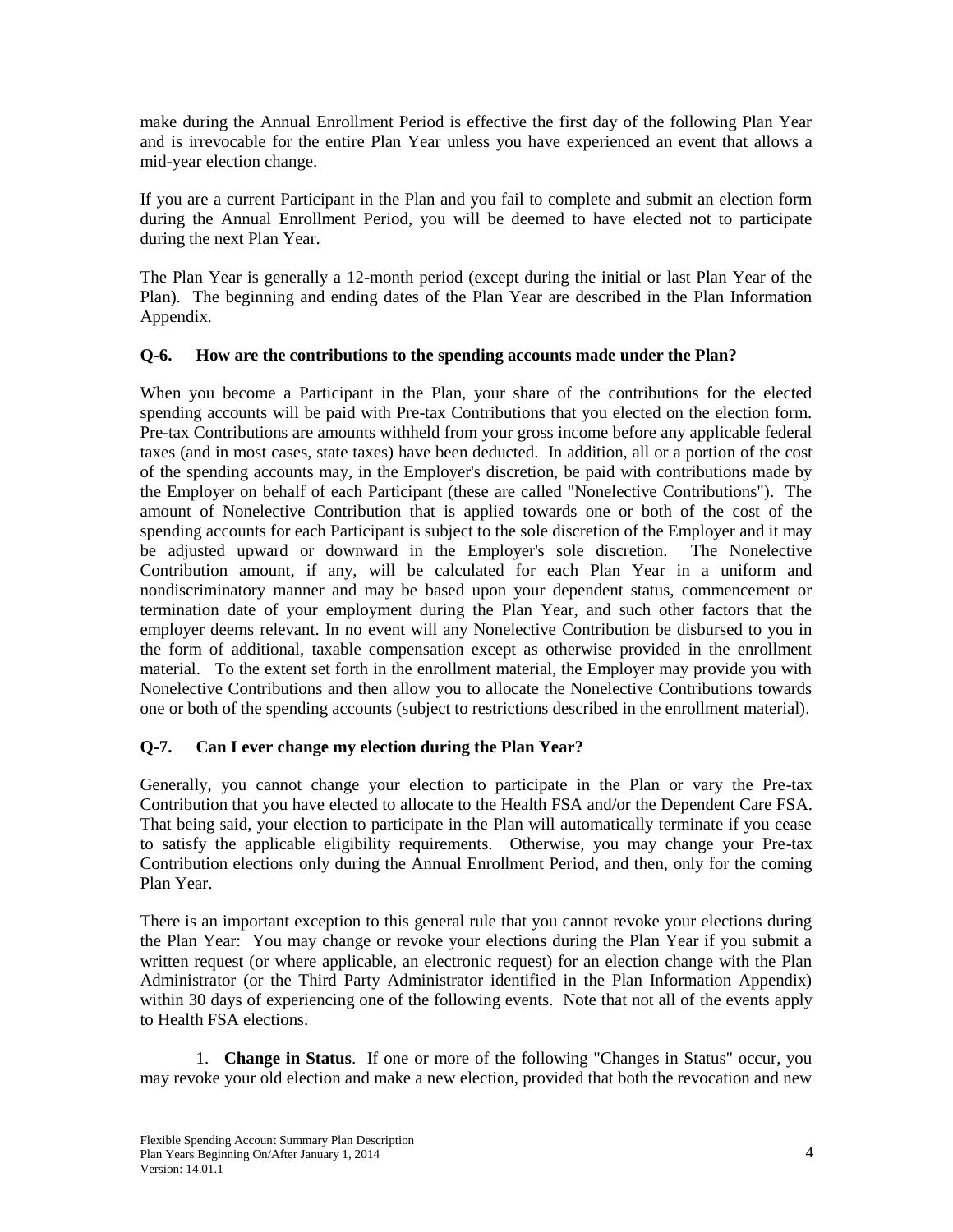make during the Annual Enrollment Period is effective the first day of the following Plan Year and is irrevocable for the entire Plan Year unless you have experienced an event that allows a mid-year election change.

If you are a current Participant in the Plan and you fail to complete and submit an election form during the Annual Enrollment Period, you will be deemed to have elected not to participate during the next Plan Year.

The Plan Year is generally a 12-month period (except during the initial or last Plan Year of the Plan). The beginning and ending dates of the Plan Year are described in the Plan Information Appendix.

**Q-6. How are the contributions to the spending accounts made under the Plan?**

When you become a Participant in the Plan, your share of the contributions for the elected spending accounts will be paid with Pre-tax Contributions that you elected on the election form. Pre-tax Contributions are amounts withheld from your gross income before any applicable federal taxes (and in most cases, state taxes) have been deducted. In addition, all or a portion of the cost of the spending accounts may, in the Employer's discretion, be paid with contributions made by the Employer on behalf of each Participant (these are called "Nonelective Contributions"). The amount of Nonelective Contribution that is applied towards one or both of the cost of the spending accounts for each Participant is subject to the sole discretion of the Employer and it may be adjusted upward or downward in the Employer's sole discretion. The Nonelective Contribution amount, if any, will be calculated for each Plan Year in a uniform and nondiscriminatory manner and may be based upon your dependent status, commencement or termination date of your employment during the Plan Year, and such other factors that the employer deems relevant. In no event will any Nonelective Contribution be disbursed to you in the form of additional, taxable compensation except as otherwise provided in the enrollment material. To the extent set forth in the enrollment material, the Employer may provide you with Nonelective Contributions and then allow you to allocate the Nonelective Contributions towards one or both of the spending accounts (subject to restrictions described in the enrollment material).

**Q-7. Can I ever change my election during the Plan Year?**

Generally, you cannot change your election to participate in the Plan or vary the Pre-tax Contribution that you have elected to allocate to the Health FSA and/or the Dependent Care FSA. That being said, your election to participate in the Plan will automatically terminate if you cease to satisfy the applicable eligibility requirements. Otherwise, you may change your Pre-tax Contribution elections only during the Annual Enrollment Period, and then, only for the coming Plan Year.

There is an important exception to this general rule that you cannot revoke your elections during the Plan Year: You may change or revoke your elections during the Plan Year if you submit a written request (or where applicable, an electronic request) for an election change with the Plan Administrator (or the Third Party Administrator identified in the Plan Information Appendix) within 30 days of experiencing one of the following events. Note that not all of the events apply to Health FSA elections.

1. **Change in Status**. If one or more of the following "Changes in Status" occur, you may revoke your old election and make a new election, provided that both the revocation and new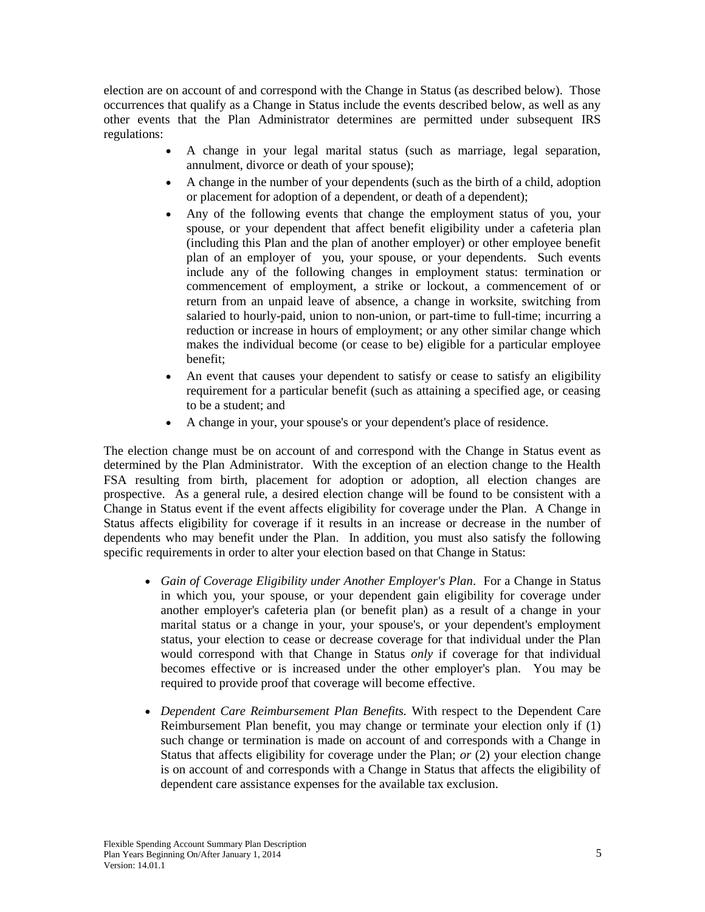election are on account of and correspond with the Change in Status (as described below). Those occurrences that qualify as a Change in Status include the events described below, as well as any other events that the Plan Administrator determines are permitted under subsequent IRS regulations:

- A change in your legal marital status (such as marriage, legal separation, annulment, divorce or death of your spouse);
- A change in the number of your dependents (such as the birth of a child, adoption or placement for adoption of a dependent, or death of a dependent);
- Any of the following events that change the employment status of you, your spouse, or your dependent that affect benefit eligibility under a cafeteria plan (including this Plan and the plan of another employer) or other employee benefit plan of an employer of you, your spouse, or your dependents. Such events include any of the following changes in employment status: termination or commencement of employment, a strike or lockout, a commencement of or return from an unpaid leave of absence, a change in worksite, switching from salaried to hourly-paid, union to non-union, or part-time to full-time; incurring a reduction or increase in hours of employment; or any other similar change which makes the individual become (or cease to be) eligible for a particular employee benefit;
- An event that causes your dependent to satisfy or cease to satisfy an eligibility requirement for a particular benefit (such as attaining a specified age, or ceasing to be a student; and
- A change in your, your spouse's or your dependent's place of residence.

The election change must be on account of and correspond with the Change in Status event as determined by the Plan Administrator. With the exception of an election change to the Health FSA resulting from birth, placement for adoption or adoption, all election changes are prospective. As a general rule, a desired election change will be found to be consistent with a Change in Status event if the event affects eligibility for coverage under the Plan. A Change in Status affects eligibility for coverage if it results in an increase or decrease in the number of dependents who may benefit under the Plan. In addition, you must also satisfy the following specific requirements in order to alter your election based on that Change in Status:

- *Gain of Coverage Eligibility under Another Employer's Plan*. For a Change in Status in which you, your spouse, or your dependent gain eligibility for coverage under another employer's cafeteria plan (or benefit plan) as a result of a change in your marital status or a change in your, your spouse's, or your dependent's employment status, your election to cease or decrease coverage for that individual under the Plan would correspond with that Change in Status *only* if coverage for that individual becomes effective or is increased under the other employer's plan. You may be required to provide proof that coverage will become effective.

- *Dependent Care Reimbursement Plan Benefits.* With respect to the Dependent Care Reimbursement Plan benefit, you may change or terminate your election only if (1) such change or termination is made on account of and corresponds with a Change in Status that affects eligibility for coverage under the Plan; *or* (2) your election change is on account of and corresponds with a Change in Status that affects the eligibility of dependent care assistance expenses for the available tax exclusion.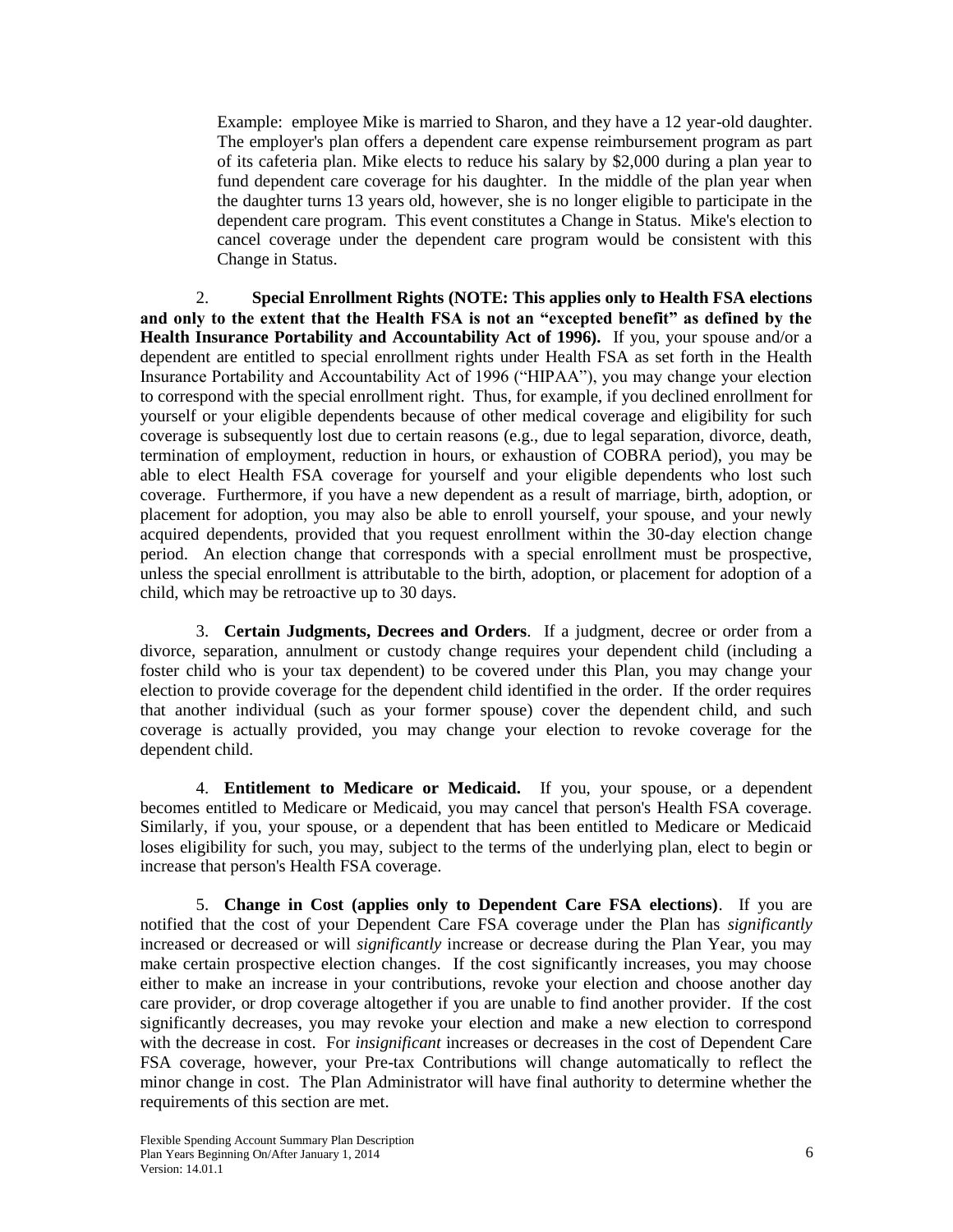Example: employee Mike is married to Sharon, and they have a 12 year-old daughter. The employer's plan offers a dependent care expense reimbursement program as part of its cafeteria plan. Mike elects to reduce his salary by $2,000 during a plan year to fund dependent care coverage for his daughter. In the middle of the plan year when the daughter turns 13 years old, however, she is no longer eligible to participate in the dependent care program. This event constitutes a Change in Status. Mike's election to cancel coverage under the dependent care program would be consistent with this Change in Status.

2. **Special Enrollment Rights (NOTE: This applies only to Health FSA elections and only to the extent that the Health FSA is not an "excepted benefit" as defined by the Health Insurance Portability and Accountability Act of 1996).** If you, your spouse and/or a dependent are entitled to special enrollment rights under Health FSA as set forth in the Health Insurance Portability and Accountability Act of 1996 ("HIPAA"), you may change your election to correspond with the special enrollment right. Thus, for example, if you declined enrollment for yourself or your eligible dependents because of other medical coverage and eligibility for such coverage is subsequently lost due to certain reasons (e.g., due to legal separation, divorce, death, termination of employment, reduction in hours, or exhaustion of COBRA period), you may be able to elect Health FSA coverage for yourself and your eligible dependents who lost such coverage. Furthermore, if you have a new dependent as a result of marriage, birth, adoption, or placement for adoption, you may also be able to enroll yourself, your spouse, and your newly acquired dependents, provided that you request enrollment within the 30-day election change period. An election change that corresponds with a special enrollment must be prospective, unless the special enrollment is attributable to the birth, adoption, or placement for adoption of a child, which may be retroactive up to 30 days.

3. **Certain Judgments, Decrees and Orders**. If a judgment, decree or order from a divorce, separation, annulment or custody change requires your dependent child (including a foster child who is your tax dependent) to be covered under this Plan, you may change your election to provide coverage for the dependent child identified in the order. If the order requires that another individual (such as your former spouse) cover the dependent child, and such coverage is actually provided, you may change your election to revoke coverage for the dependent child.

4. **Entitlement to Medicare or Medicaid.** If you, your spouse, or a dependent becomes entitled to Medicare or Medicaid, you may cancel that person's Health FSA coverage. Similarly, if you, your spouse, or a dependent that has been entitled to Medicare or Medicaid loses eligibility for such, you may, subject to the terms of the underlying plan, elect to begin or increase that person's Health FSA coverage.

5. **Change in Cost (applies only to Dependent Care FSA elections)**. If you are notified that the cost of your Dependent Care FSA coverage under the Plan has *significantly* increased or decreased or will *significantly* increase or decrease during the Plan Year, you may make certain prospective election changes. If the cost significantly increases, you may choose either to make an increase in your contributions, revoke your election and choose another day care provider, or drop coverage altogether if you are unable to find another provider. If the cost significantly decreases, you may revoke your election and make a new election to correspond with the decrease in cost. For *insignificant* increases or decreases in the cost of Dependent Care FSA coverage, however, your Pre-tax Contributions will change automatically to reflect the minor change in cost. The Plan Administrator will have final authority to determine whether the requirements of this section are met.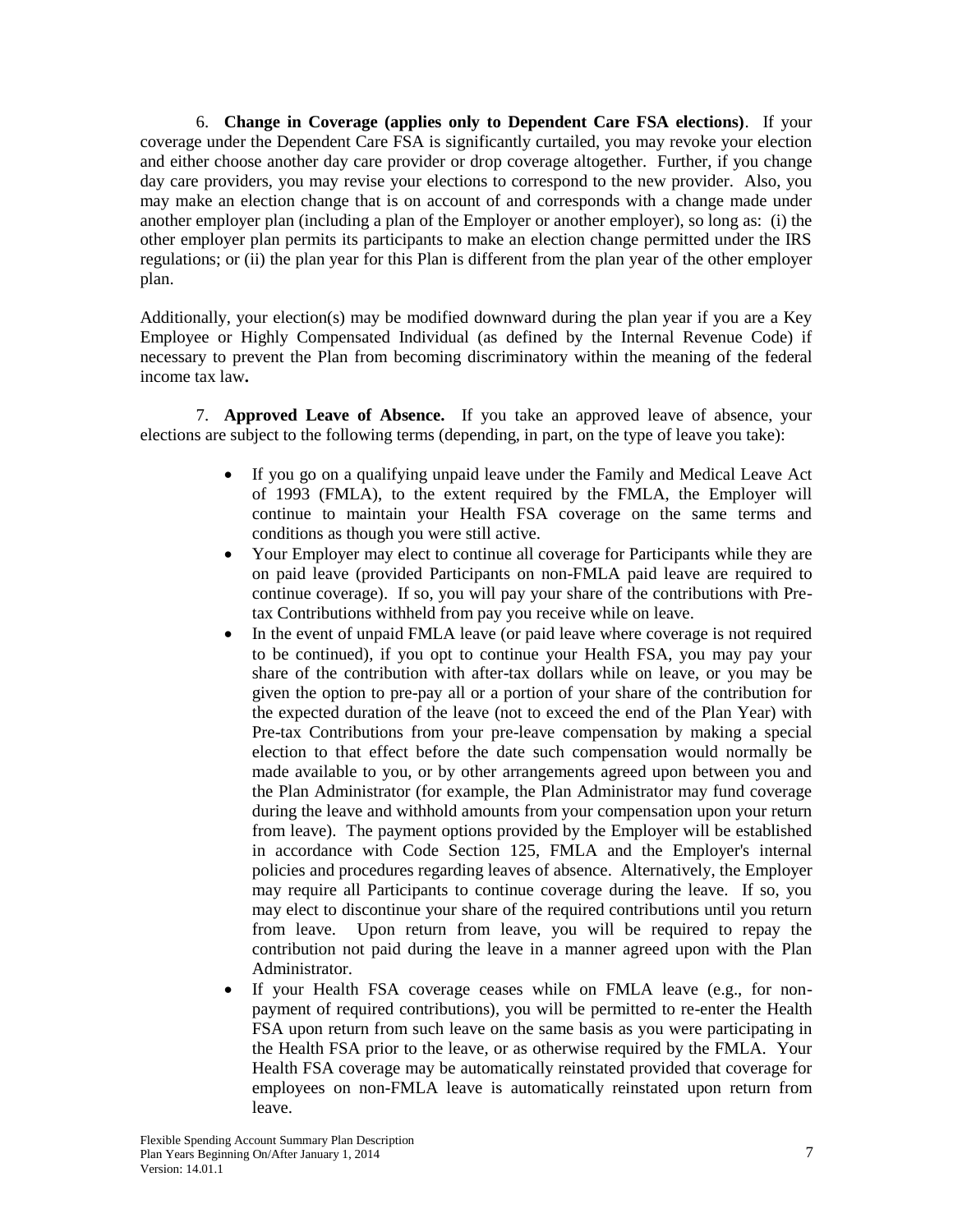6. **Change in Coverage (applies only to Dependent Care FSA elections)**. If your coverage under the Dependent Care FSA is significantly curtailed, you may revoke your election and either choose another day care provider or drop coverage altogether. Further, if you change day care providers, you may revise your elections to correspond to the new provider. Also, you may make an election change that is on account of and corresponds with a change made under another employer plan (including a plan of the Employer or another employer), so long as: (i) the other employer plan permits its participants to make an election change permitted under the IRS regulations; or (ii) the plan year for this Plan is different from the plan year of the other employer plan.

Additionally, your election(s) may be modified downward during the plan year if you are a Key Employee or Highly Compensated Individual (as defined by the Internal Revenue Code) if necessary to prevent the Plan from becoming discriminatory within the meaning of the federal income tax law**.**

7. **Approved Leave of Absence.** If you take an approved leave of absence, your elections are subject to the following terms (depending, in part, on the type of leave you take):

- If you go on a qualifying unpaid leave under the Family and Medical Leave Act of 1993 (FMLA), to the extent required by the FMLA, the Employer will continue to maintain your Health FSA coverage on the same terms and conditions as though you were still active.
- Your Employer may elect to continue all coverage for Participants while they are on paid leave (provided Participants on non-FMLA paid leave are required to continue coverage). If so, you will pay your share of the contributions with Pre-tax Contributions withheld from pay you receive while on leave.
- In the event of unpaid FMLA leave (or paid leave where coverage is not required to be continued), if you opt to continue your Health FSA, you may pay your share of the contribution with after-tax dollars while on leave, or you may be given the option to pre-pay all or a portion of your share of the contribution for the expected duration of the leave (not to exceed the end of the Plan Year) with Pre-tax Contributions from your pre-leave compensation by making a special election to that effect before the date such compensation would normally be made available to you, or by other arrangements agreed upon between you and the Plan Administrator (for example, the Plan Administrator may fund coverage during the leave and withhold amounts from your compensation upon your return from leave). The payment options provided by the Employer will be established in accordance with Code Section 125, FMLA and the Employer's internal policies and procedures regarding leaves of absence. Alternatively, the Employer may require all Participants to continue coverage during the leave. If so, you may elect to discontinue your share of the required contributions until you return from leave. Upon return from leave, you will be required to repay the contribution not paid during the leave in a manner agreed upon with the Plan Administrator.
- If your Health FSA coverage ceases while on FMLA leave (e.g., for non-payment of required contributions), you will be permitted to re-enter the Health FSA upon return from such leave on the same basis as you were participating in the Health FSA prior to the leave, or as otherwise required by the FMLA. Your Health FSA coverage may be automatically reinstated provided that coverage for employees on non-FMLA leave is automatically reinstated upon return from leave.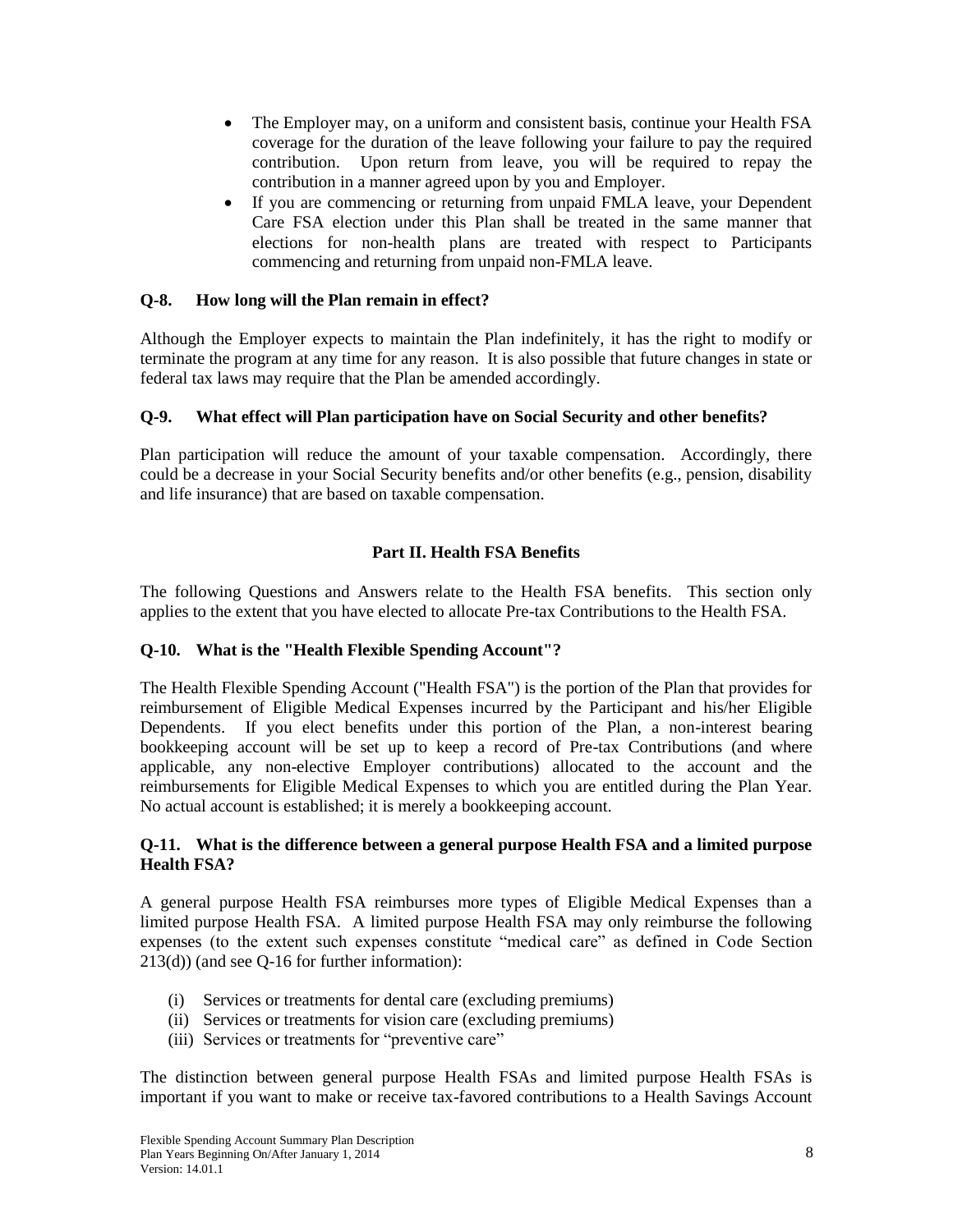- The Employer may, on a uniform and consistent basis, continue your Health FSA coverage for the duration of the leave following your failure to pay the required contribution. Upon return from leave, you will be required to repay the contribution in a manner agreed upon by you and Employer.
- If you are commencing or returning from unpaid FMLA leave, your Dependent Care FSA election under this Plan shall be treated in the same manner that elections for non-health plans are treated with respect to Participants commencing and returning from unpaid non-FMLA leave.

### Q-8. How long will the Plan remain in effect?

Although the Employer expects to maintain the Plan indefinitely, it has the right to modify or terminate the program at any time for any reason. It is also possible that future changes in state or federal tax laws may require that the Plan be amended accordingly.

### Q-9. What effect will Plan participation have on Social Security and other benefits?

Plan participation will reduce the amount of your taxable compensation. Accordingly, there could be a decrease in your Social Security benefits and/or other benefits (e.g., pension, disability and life insurance) that are based on taxable compensation.

## Part II. Health FSA Benefits

The following Questions and Answers relate to the Health FSA benefits. This section only applies to the extent that you have elected to allocate Pre-tax Contributions to the Health FSA.

### Q-10. What is the "Health Flexible Spending Account"?

The Health Flexible Spending Account ("Health FSA") is the portion of the Plan that provides for reimbursement of Eligible Medical Expenses incurred by the Participant and his/her Eligible Dependents. If you elect benefits under this portion of the Plan, a non-interest bearing bookkeeping account will be set up to keep a record of Pre-tax Contributions (and where applicable, any non-elective Employer contributions) allocated to the account and the reimbursements for Eligible Medical Expenses to which you are entitled during the Plan Year. No actual account is established; it is merely a bookkeeping account.

### Q-11. What is the difference between a general purpose Health FSA and a limited purpose Health FSA?

A general purpose Health FSA reimburses more types of Eligible Medical Expenses than a limited purpose Health FSA. A limited purpose Health FSA may only reimburse the following expenses (to the extent such expenses constitute "medical care" as defined in Code Section 213(d)) (and see Q-16 for further information):

(i) Services or treatments for dental care (excluding premiums)
(ii) Services or treatments for vision care (excluding premiums)
(iii) Services or treatments for "preventive care"

The distinction between general purpose Health FSAs and limited purpose Health FSAs is important if you want to make or receive tax-favored contributions to a Health Savings Account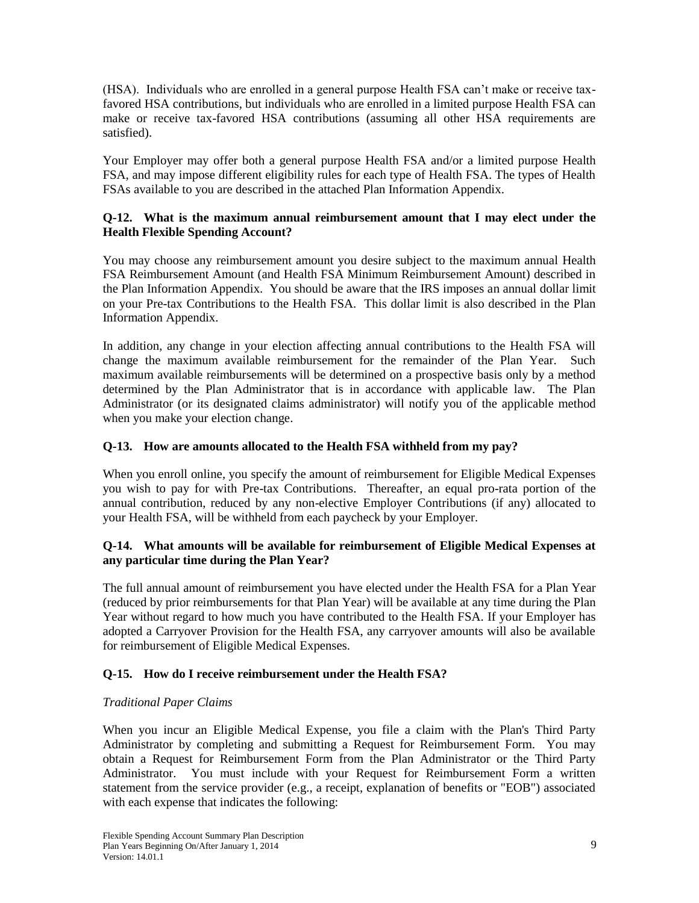(HSA). Individuals who are enrolled in a general purpose Health FSA can't make or receive tax-favored HSA contributions, but individuals who are enrolled in a limited purpose Health FSA can make or receive tax-favored HSA contributions (assuming all other HSA requirements are satisfied).

Your Employer may offer both a general purpose Health FSA and/or a limited purpose Health FSA, and may impose different eligibility rules for each type of Health FSA. The types of Health FSAs available to you are described in the attached Plan Information Appendix.

### Q-12. What is the maximum annual reimbursement amount that I may elect under the Health Flexible Spending Account?

You may choose any reimbursement amount you desire subject to the maximum annual Health FSA Reimbursement Amount (and Health FSA Minimum Reimbursement Amount) described in the Plan Information Appendix. You should be aware that the IRS imposes an annual dollar limit on your Pre-tax Contributions to the Health FSA. This dollar limit is also described in the Plan Information Appendix.

In addition, any change in your election affecting annual contributions to the Health FSA will change the maximum available reimbursement for the remainder of the Plan Year. Such maximum available reimbursements will be determined on a prospective basis only by a method determined by the Plan Administrator that is in accordance with applicable law. The Plan Administrator (or its designated claims administrator) will notify you of the applicable method when you make your election change.

### Q-13. How are amounts allocated to the Health FSA withheld from my pay?

When you enroll online, you specify the amount of reimbursement for Eligible Medical Expenses you wish to pay for with Pre-tax Contributions. Thereafter, an equal pro-rata portion of the annual contribution, reduced by any non-elective Employer Contributions (if any) allocated to your Health FSA, will be withheld from each paycheck by your Employer.

### Q-14. What amounts will be available for reimbursement of Eligible Medical Expenses at any particular time during the Plan Year?

The full annual amount of reimbursement you have elected under the Health FSA for a Plan Year (reduced by prior reimbursements for that Plan Year) will be available at any time during the Plan Year without regard to how much you have contributed to the Health FSA. If your Employer has adopted a Carryover Provision for the Health FSA, any carryover amounts will also be available for reimbursement of Eligible Medical Expenses.

### Q-15. How do I receive reimbursement under the Health FSA?

*Traditional Paper Claims*

When you incur an Eligible Medical Expense, you file a claim with the Plan's Third Party Administrator by completing and submitting a Request for Reimbursement Form. You may obtain a Request for Reimbursement Form from the Plan Administrator or the Third Party Administrator. You must include with your Request for Reimbursement Form a written statement from the service provider (e.g., a receipt, explanation of benefits or "EOB") associated with each expense that indicates the following: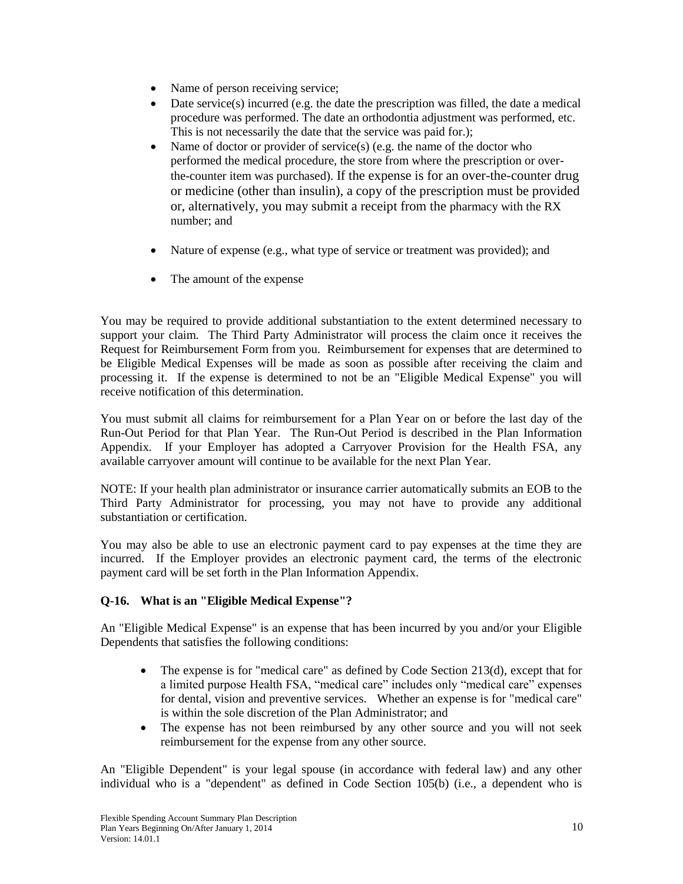- Name of person receiving service;
- Date service(s) incurred (e.g. the date the prescription was filled, the date a medical procedure was performed. The date an orthodontia adjustment was performed, etc. This is not necessarily the date that the service was paid for.);
- Name of doctor or provider of service(s) (e.g. the name of the doctor who performed the medical procedure, the store from where the prescription or over-the-counter item was purchased). If the expense is for an over-the-counter drug or medicine (other than insulin), a copy of the prescription must be provided or, alternatively, you may submit a receipt from the pharmacy with the RX number; and
- Nature of expense (e.g., what type of service or treatment was provided); and
- The amount of the expense

You may be required to provide additional substantiation to the extent determined necessary to support your claim. The Third Party Administrator will process the claim once it receives the Request for Reimbursement Form from you. Reimbursement for expenses that are determined to be Eligible Medical Expenses will be made as soon as possible after receiving the claim and processing it. If the expense is determined to not be an "Eligible Medical Expense" you will receive notification of this determination.

You must submit all claims for reimbursement for a Plan Year on or before the last day of the Run-Out Period for that Plan Year. The Run-Out Period is described in the Plan Information Appendix. If your Employer has adopted a Carryover Provision for the Health FSA, any available carryover amount will continue to be available for the next Plan Year.

NOTE: If your health plan administrator or insurance carrier automatically submits an EOB to the Third Party Administrator for processing, you may not have to provide any additional substantiation or certification.

You may also be able to use an electronic payment card to pay expenses at the time they are incurred. If the Employer provides an electronic payment card, the terms of the electronic payment card will be set forth in the Plan Information Appendix.

**Q-16. What is an "Eligible Medical Expense"?**

An "Eligible Medical Expense" is an expense that has been incurred by you and/or your Eligible Dependents that satisfies the following conditions:

- The expense is for "medical care" as defined by Code Section 213(d), except that for a limited purpose Health FSA, "medical care" includes only "medical care" expenses for dental, vision and preventive services. Whether an expense is for "medical care" is within the sole discretion of the Plan Administrator; and
- The expense has not been reimbursed by any other source and you will not seek reimbursement for the expense from any other source.

An "Eligible Dependent" is your legal spouse (in accordance with federal law) and any other individual who is a "dependent" as defined in Code Section 105(b) (i.e., a dependent who is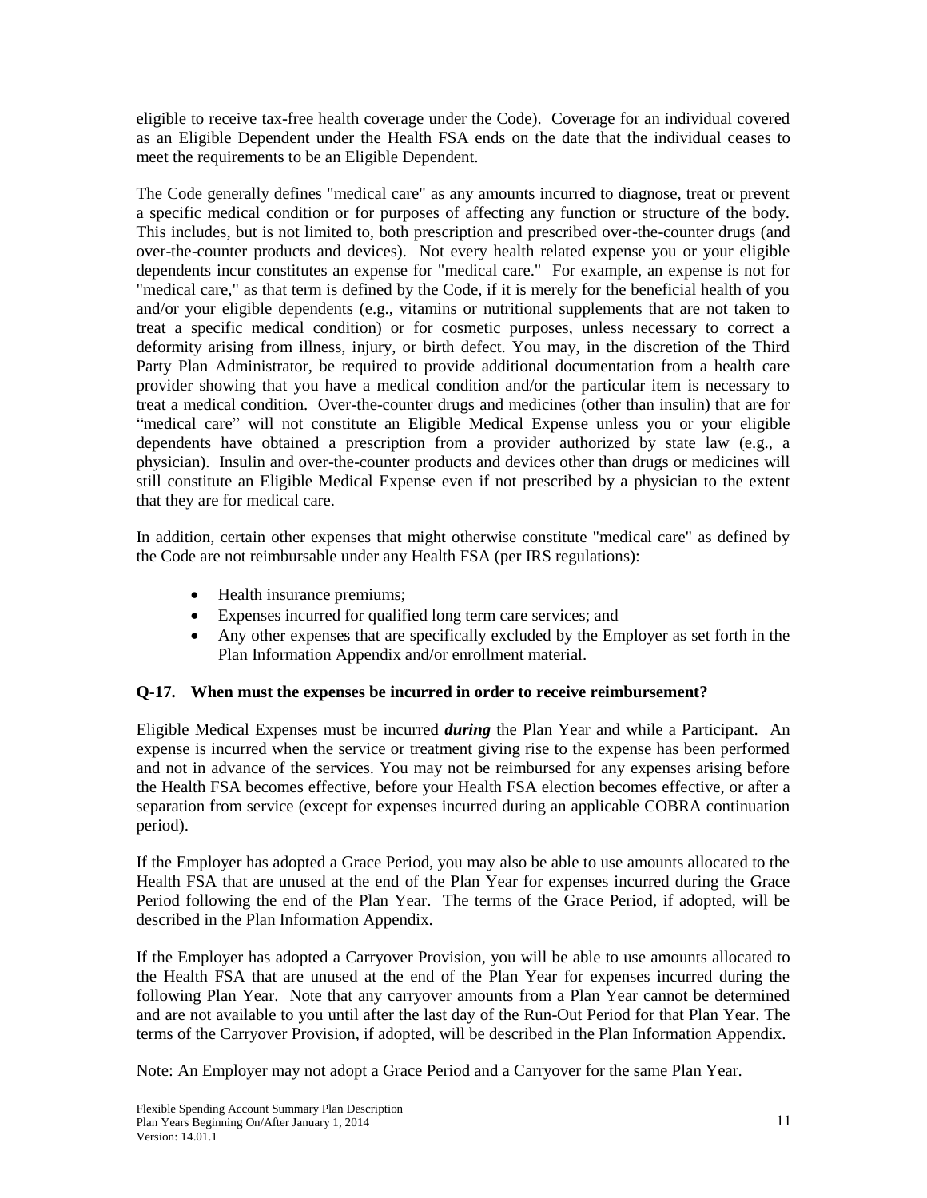eligible to receive tax-free health coverage under the Code). Coverage for an individual covered as an Eligible Dependent under the Health FSA ends on the date that the individual ceases to meet the requirements to be an Eligible Dependent.

The Code generally defines "medical care" as any amounts incurred to diagnose, treat or prevent a specific medical condition or for purposes of affecting any function or structure of the body. This includes, but is not limited to, both prescription and prescribed over-the-counter drugs (and over-the-counter products and devices). Not every health related expense you or your eligible dependents incur constitutes an expense for "medical care." For example, an expense is not for "medical care," as that term is defined by the Code, if it is merely for the beneficial health of you and/or your eligible dependents (e.g., vitamins or nutritional supplements that are not taken to treat a specific medical condition) or for cosmetic purposes, unless necessary to correct a deformity arising from illness, injury, or birth defect. You may, in the discretion of the Third Party Plan Administrator, be required to provide additional documentation from a health care provider showing that you have a medical condition and/or the particular item is necessary to treat a medical condition. Over-the-counter drugs and medicines (other than insulin) that are for "medical care" will not constitute an Eligible Medical Expense unless you or your eligible dependents have obtained a prescription from a provider authorized by state law (e.g., a physician). Insulin and over-the-counter products and devices other than drugs or medicines will still constitute an Eligible Medical Expense even if not prescribed by a physician to the extent that they are for medical care.

In addition, certain other expenses that might otherwise constitute "medical care" as defined by the Code are not reimbursable under any Health FSA (per IRS regulations):

- Health insurance premiums;
- Expenses incurred for qualified long term care services; and
- Any other expenses that are specifically excluded by the Employer as set forth in the Plan Information Appendix and/or enrollment material.

### Q-17. When must the expenses be incurred in order to receive reimbursement?

Eligible Medical Expenses must be incurred ***during*** the Plan Year and while a Participant. An expense is incurred when the service or treatment giving rise to the expense has been performed and not in advance of the services. You may not be reimbursed for any expenses arising before the Health FSA becomes effective, before your Health FSA election becomes effective, or after a separation from service (except for expenses incurred during an applicable COBRA continuation period).

If the Employer has adopted a Grace Period, you may also be able to use amounts allocated to the Health FSA that are unused at the end of the Plan Year for expenses incurred during the Grace Period following the end of the Plan Year. The terms of the Grace Period, if adopted, will be described in the Plan Information Appendix.

If the Employer has adopted a Carryover Provision, you will be able to use amounts allocated to the Health FSA that are unused at the end of the Plan Year for expenses incurred during the following Plan Year. Note that any carryover amounts from a Plan Year cannot be determined and are not available to you until after the last day of the Run-Out Period for that Plan Year. The terms of the Carryover Provision, if adopted, will be described in the Plan Information Appendix.

Note: An Employer may not adopt a Grace Period and a Carryover for the same Plan Year.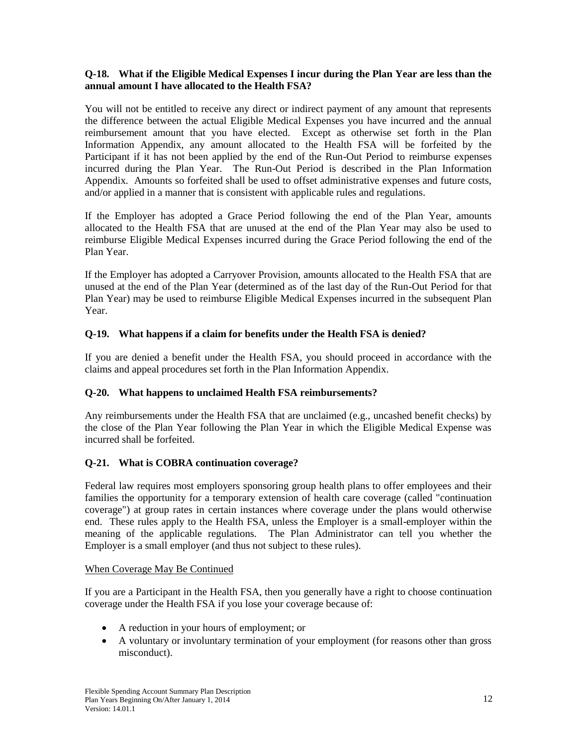**Q-18. What if the Eligible Medical Expenses I incur during the Plan Year are less than the annual amount I have allocated to the Health FSA?**

You will not be entitled to receive any direct or indirect payment of any amount that represents the difference between the actual Eligible Medical Expenses you have incurred and the annual reimbursement amount that you have elected. Except as otherwise set forth in the Plan Information Appendix, any amount allocated to the Health FSA will be forfeited by the Participant if it has not been applied by the end of the Run-Out Period to reimburse expenses incurred during the Plan Year. The Run-Out Period is described in the Plan Information Appendix. Amounts so forfeited shall be used to offset administrative expenses and future costs, and/or applied in a manner that is consistent with applicable rules and regulations.

If the Employer has adopted a Grace Period following the end of the Plan Year, amounts allocated to the Health FSA that are unused at the end of the Plan Year may also be used to reimburse Eligible Medical Expenses incurred during the Grace Period following the end of the Plan Year.

If the Employer has adopted a Carryover Provision, amounts allocated to the Health FSA that are unused at the end of the Plan Year (determined as of the last day of the Run-Out Period for that Plan Year) may be used to reimburse Eligible Medical Expenses incurred in the subsequent Plan Year.

**Q-19. What happens if a claim for benefits under the Health FSA is denied?**

If you are denied a benefit under the Health FSA, you should proceed in accordance with the claims and appeal procedures set forth in the Plan Information Appendix.

**Q-20. What happens to unclaimed Health FSA reimbursements?**

Any reimbursements under the Health FSA that are unclaimed (e.g., uncashed benefit checks) by the close of the Plan Year following the Plan Year in which the Eligible Medical Expense was incurred shall be forfeited.

**Q-21. What is COBRA continuation coverage?**

Federal law requires most employers sponsoring group health plans to offer employees and their families the opportunity for a temporary extension of health care coverage (called "continuation coverage") at group rates in certain instances where coverage under the plans would otherwise end. These rules apply to the Health FSA, unless the Employer is a small-employer within the meaning of the applicable regulations. The Plan Administrator can tell you whether the Employer is a small employer (and thus not subject to these rules).

When Coverage May Be Continued

If you are a Participant in the Health FSA, then you generally have a right to choose continuation coverage under the Health FSA if you lose your coverage because of:

- A reduction in your hours of employment; or
- A voluntary or involuntary termination of your employment (for reasons other than gross misconduct).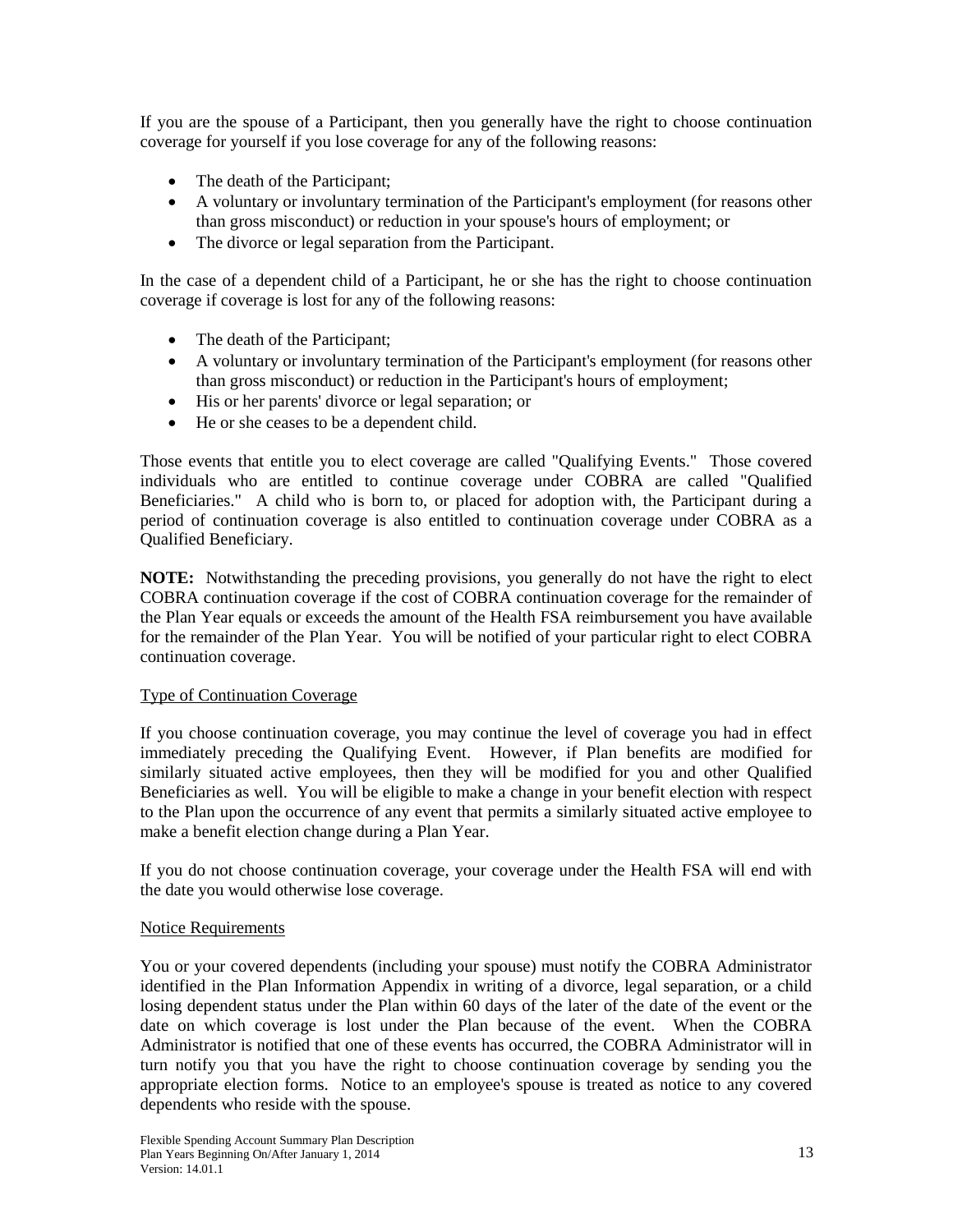If you are the spouse of a Participant, then you generally have the right to choose continuation coverage for yourself if you lose coverage for any of the following reasons:

- The death of the Participant;
- A voluntary or involuntary termination of the Participant's employment (for reasons other than gross misconduct) or reduction in your spouse's hours of employment; or
- The divorce or legal separation from the Participant.

In the case of a dependent child of a Participant, he or she has the right to choose continuation coverage if coverage is lost for any of the following reasons:

- The death of the Participant;
- A voluntary or involuntary termination of the Participant's employment (for reasons other than gross misconduct) or reduction in the Participant's hours of employment;
- His or her parents' divorce or legal separation; or
- He or she ceases to be a dependent child.

Those events that entitle you to elect coverage are called "Qualifying Events." Those covered individuals who are entitled to continue coverage under COBRA are called "Qualified Beneficiaries." A child who is born to, or placed for adoption with, the Participant during a period of continuation coverage is also entitled to continuation coverage under COBRA as a Qualified Beneficiary.

**NOTE:** Notwithstanding the preceding provisions, you generally do not have the right to elect COBRA continuation coverage if the cost of COBRA continuation coverage for the remainder of the Plan Year equals or exceeds the amount of the Health FSA reimbursement you have available for the remainder of the Plan Year. You will be notified of your particular right to elect COBRA continuation coverage.

Type of Continuation Coverage

If you choose continuation coverage, you may continue the level of coverage you had in effect immediately preceding the Qualifying Event. However, if Plan benefits are modified for similarly situated active employees, then they will be modified for you and other Qualified Beneficiaries as well. You will be eligible to make a change in your benefit election with respect to the Plan upon the occurrence of any event that permits a similarly situated active employee to make a benefit election change during a Plan Year.

If you do not choose continuation coverage, your coverage under the Health FSA will end with the date you would otherwise lose coverage.

Notice Requirements

You or your covered dependents (including your spouse) must notify the COBRA Administrator identified in the Plan Information Appendix in writing of a divorce, legal separation, or a child losing dependent status under the Plan within 60 days of the later of the date of the event or the date on which coverage is lost under the Plan because of the event. When the COBRA Administrator is notified that one of these events has occurred, the COBRA Administrator will in turn notify you that you have the right to choose continuation coverage by sending you the appropriate election forms. Notice to an employee's spouse is treated as notice to any covered dependents who reside with the spouse.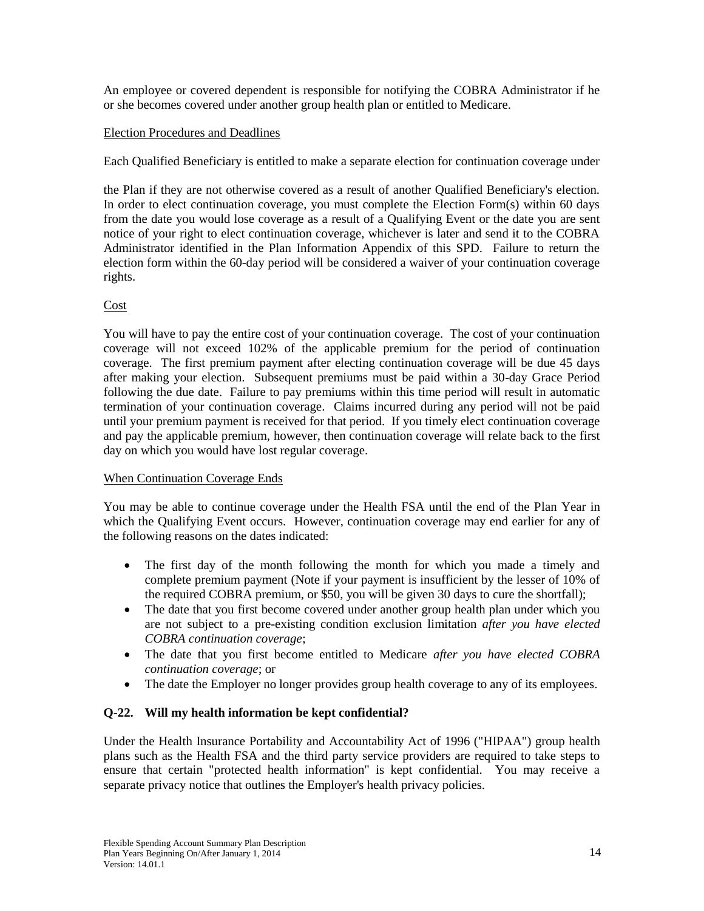An employee or covered dependent is responsible for notifying the COBRA Administrator if he or she becomes covered under another group health plan or entitled to Medicare.

Election Procedures and Deadlines

Each Qualified Beneficiary is entitled to make a separate election for continuation coverage under

the Plan if they are not otherwise covered as a result of another Qualified Beneficiary's election. In order to elect continuation coverage, you must complete the Election Form(s) within 60 days from the date you would lose coverage as a result of a Qualifying Event or the date you are sent notice of your right to elect continuation coverage, whichever is later and send it to the COBRA Administrator identified in the Plan Information Appendix of this SPD. Failure to return the election form within the 60-day period will be considered a waiver of your continuation coverage rights.

Cost

You will have to pay the entire cost of your continuation coverage. The cost of your continuation coverage will not exceed 102% of the applicable premium for the period of continuation coverage. The first premium payment after electing continuation coverage will be due 45 days after making your election. Subsequent premiums must be paid within a 30-day Grace Period following the due date. Failure to pay premiums within this time period will result in automatic termination of your continuation coverage. Claims incurred during any period will not be paid until your premium payment is received for that period. If you timely elect continuation coverage and pay the applicable premium, however, then continuation coverage will relate back to the first day on which you would have lost regular coverage.

When Continuation Coverage Ends

You may be able to continue coverage under the Health FSA until the end of the Plan Year in which the Qualifying Event occurs. However, continuation coverage may end earlier for any of the following reasons on the dates indicated:

- The first day of the month following the month for which you made a timely and complete premium payment (Note if your payment is insufficient by the lesser of 10% of the required COBRA premium, or $50, you will be given 30 days to cure the shortfall);
- The date that you first become covered under another group health plan under which you are not subject to a pre-existing condition exclusion limitation *after you have elected COBRA continuation coverage*;
- The date that you first become entitled to Medicare *after you have elected COBRA continuation coverage*; or
- The date the Employer no longer provides group health coverage to any of its employees.

**Q-22. Will my health information be kept confidential?**

Under the Health Insurance Portability and Accountability Act of 1996 ("HIPAA") group health plans such as the Health FSA and the third party service providers are required to take steps to ensure that certain "protected health information" is kept confidential. You may receive a separate privacy notice that outlines the Employer's health privacy policies.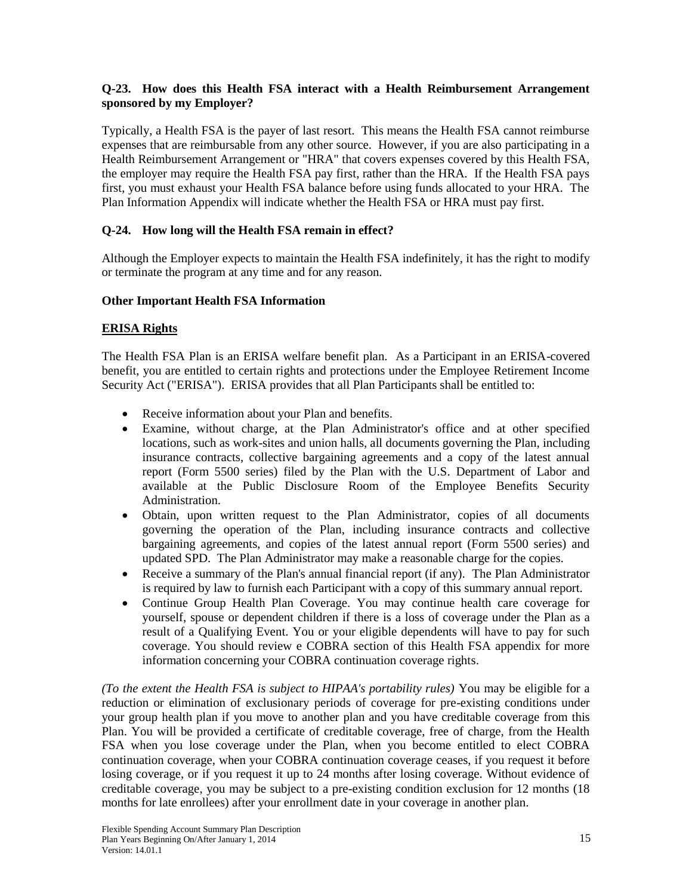**Q-23. How does this Health FSA interact with a Health Reimbursement Arrangement sponsored by my Employer?**

Typically, a Health FSA is the payer of last resort. This means the Health FSA cannot reimburse expenses that are reimbursable from any other source. However, if you are also participating in a Health Reimbursement Arrangement or "HRA" that covers expenses covered by this Health FSA, the employer may require the Health FSA pay first, rather than the HRA. If the Health FSA pays first, you must exhaust your Health FSA balance before using funds allocated to your HRA. The Plan Information Appendix will indicate whether the Health FSA or HRA must pay first.

**Q-24. How long will the Health FSA remain in effect?**

Although the Employer expects to maintain the Health FSA indefinitely, it has the right to modify or terminate the program at any time and for any reason.

**Other Important Health FSA Information**

**ERISA Rights**

The Health FSA Plan is an ERISA welfare benefit plan. As a Participant in an ERISA-covered benefit, you are entitled to certain rights and protections under the Employee Retirement Income Security Act ("ERISA"). ERISA provides that all Plan Participants shall be entitled to:

- Receive information about your Plan and benefits.
- Examine, without charge, at the Plan Administrator's office and at other specified locations, such as work-sites and union halls, all documents governing the Plan, including insurance contracts, collective bargaining agreements and a copy of the latest annual report (Form 5500 series) filed by the Plan with the U.S. Department of Labor and available at the Public Disclosure Room of the Employee Benefits Security Administration.
- Obtain, upon written request to the Plan Administrator, copies of all documents governing the operation of the Plan, including insurance contracts and collective bargaining agreements, and copies of the latest annual report (Form 5500 series) and updated SPD. The Plan Administrator may make a reasonable charge for the copies.
- Receive a summary of the Plan's annual financial report (if any). The Plan Administrator is required by law to furnish each Participant with a copy of this summary annual report.
- Continue Group Health Plan Coverage. You may continue health care coverage for yourself, spouse or dependent children if there is a loss of coverage under the Plan as a result of a Qualifying Event. You or your eligible dependents will have to pay for such coverage. You should review e COBRA section of this Health FSA appendix for more information concerning your COBRA continuation coverage rights.

*(To the extent the Health FSA is subject to HIPAA's portability rules)* You may be eligible for a reduction or elimination of exclusionary periods of coverage for pre-existing conditions under your group health plan if you move to another plan and you have creditable coverage from this Plan. You will be provided a certificate of creditable coverage, free of charge, from the Health FSA when you lose coverage under the Plan, when you become entitled to elect COBRA continuation coverage, when your COBRA continuation coverage ceases, if you request it before losing coverage, or if you request it up to 24 months after losing coverage. Without evidence of creditable coverage, you may be subject to a pre-existing condition exclusion for 12 months (18 months for late enrollees) after your enrollment date in your coverage in another plan.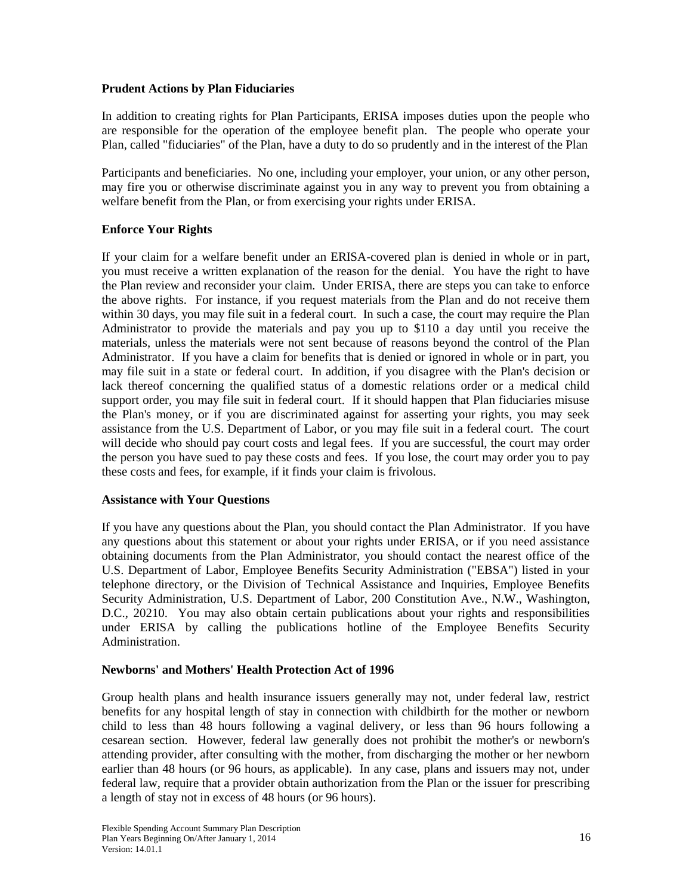### Prudent Actions by Plan Fiduciaries

In addition to creating rights for Plan Participants, ERISA imposes duties upon the people who are responsible for the operation of the employee benefit plan. The people who operate your Plan, called "fiduciaries" of the Plan, have a duty to do so prudently and in the interest of the Plan

Participants and beneficiaries. No one, including your employer, your union, or any other person, may fire you or otherwise discriminate against you in any way to prevent you from obtaining a welfare benefit from the Plan, or from exercising your rights under ERISA.

### Enforce Your Rights

If your claim for a welfare benefit under an ERISA-covered plan is denied in whole or in part, you must receive a written explanation of the reason for the denial. You have the right to have the Plan review and reconsider your claim. Under ERISA, there are steps you can take to enforce the above rights. For instance, if you request materials from the Plan and do not receive them within 30 days, you may file suit in a federal court. In such a case, the court may require the Plan Administrator to provide the materials and pay you up to $110 a day until you receive the materials, unless the materials were not sent because of reasons beyond the control of the Plan Administrator. If you have a claim for benefits that is denied or ignored in whole or in part, you may file suit in a state or federal court. In addition, if you disagree with the Plan's decision or lack thereof concerning the qualified status of a domestic relations order or a medical child support order, you may file suit in federal court. If it should happen that Plan fiduciaries misuse the Plan's money, or if you are discriminated against for asserting your rights, you may seek assistance from the U.S. Department of Labor, or you may file suit in a federal court. The court will decide who should pay court costs and legal fees. If you are successful, the court may order the person you have sued to pay these costs and fees. If you lose, the court may order you to pay these costs and fees, for example, if it finds your claim is frivolous.

### Assistance with Your Questions

If you have any questions about the Plan, you should contact the Plan Administrator. If you have any questions about this statement or about your rights under ERISA, or if you need assistance obtaining documents from the Plan Administrator, you should contact the nearest office of the U.S. Department of Labor, Employee Benefits Security Administration ("EBSA") listed in your telephone directory, or the Division of Technical Assistance and Inquiries, Employee Benefits Security Administration, U.S. Department of Labor, 200 Constitution Ave., N.W., Washington, D.C., 20210. You may also obtain certain publications about your rights and responsibilities under ERISA by calling the publications hotline of the Employee Benefits Security Administration.

### Newborns' and Mothers' Health Protection Act of 1996

Group health plans and health insurance issuers generally may not, under federal law, restrict benefits for any hospital length of stay in connection with childbirth for the mother or newborn child to less than 48 hours following a vaginal delivery, or less than 96 hours following a cesarean section. However, federal law generally does not prohibit the mother's or newborn's attending provider, after consulting with the mother, from discharging the mother or her newborn earlier than 48 hours (or 96 hours, as applicable). In any case, plans and issuers may not, under federal law, require that a provider obtain authorization from the Plan or the issuer for prescribing a length of stay not in excess of 48 hours (or 96 hours).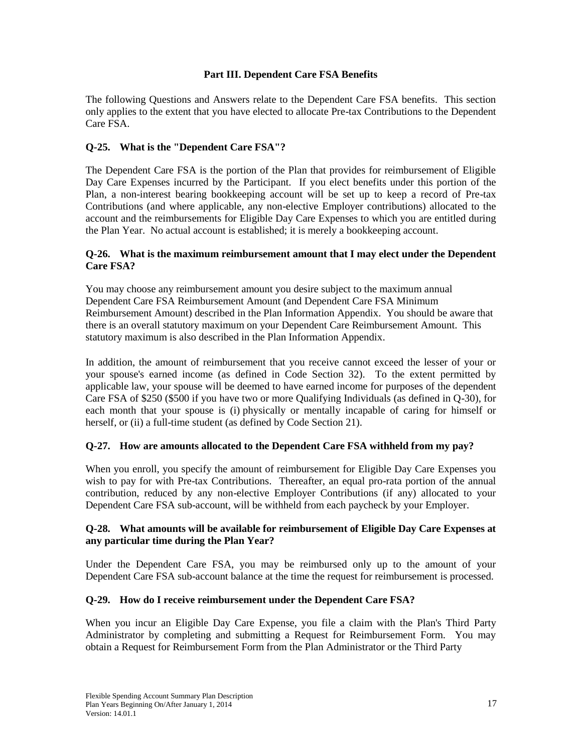## Part III. Dependent Care FSA Benefits

The following Questions and Answers relate to the Dependent Care FSA benefits. This section only applies to the extent that you have elected to allocate Pre-tax Contributions to the Dependent Care FSA.

### Q-25. What is the "Dependent Care FSA"?

The Dependent Care FSA is the portion of the Plan that provides for reimbursement of Eligible Day Care Expenses incurred by the Participant. If you elect benefits under this portion of the Plan, a non-interest bearing bookkeeping account will be set up to keep a record of Pre-tax Contributions (and where applicable, any non-elective Employer contributions) allocated to the account and the reimbursements for Eligible Day Care Expenses to which you are entitled during the Plan Year. No actual account is established; it is merely a bookkeeping account.

### Q-26. What is the maximum reimbursement amount that I may elect under the Dependent Care FSA?

You may choose any reimbursement amount you desire subject to the maximum annual Dependent Care FSA Reimbursement Amount (and Dependent Care FSA Minimum Reimbursement Amount) described in the Plan Information Appendix. You should be aware that there is an overall statutory maximum on your Dependent Care Reimbursement Amount. This statutory maximum is also described in the Plan Information Appendix.

In addition, the amount of reimbursement that you receive cannot exceed the lesser of your or your spouse's earned income (as defined in Code Section 32). To the extent permitted by applicable law, your spouse will be deemed to have earned income for purposes of the dependent Care FSA of $250 ($500 if you have two or more Qualifying Individuals (as defined in Q-30), for each month that your spouse is (i) physically or mentally incapable of caring for himself or herself, or (ii) a full-time student (as defined by Code Section 21).

### Q-27. How are amounts allocated to the Dependent Care FSA withheld from my pay?

When you enroll, you specify the amount of reimbursement for Eligible Day Care Expenses you wish to pay for with Pre-tax Contributions. Thereafter, an equal pro-rata portion of the annual contribution, reduced by any non-elective Employer Contributions (if any) allocated to your Dependent Care FSA sub-account, will be withheld from each paycheck by your Employer.

### Q-28. What amounts will be available for reimbursement of Eligible Day Care Expenses at any particular time during the Plan Year?

Under the Dependent Care FSA, you may be reimbursed only up to the amount of your Dependent Care FSA sub-account balance at the time the request for reimbursement is processed.

### Q-29. How do I receive reimbursement under the Dependent Care FSA?

When you incur an Eligible Day Care Expense, you file a claim with the Plan's Third Party Administrator by completing and submitting a Request for Reimbursement Form. You may obtain a Request for Reimbursement Form from the Plan Administrator or the Third Party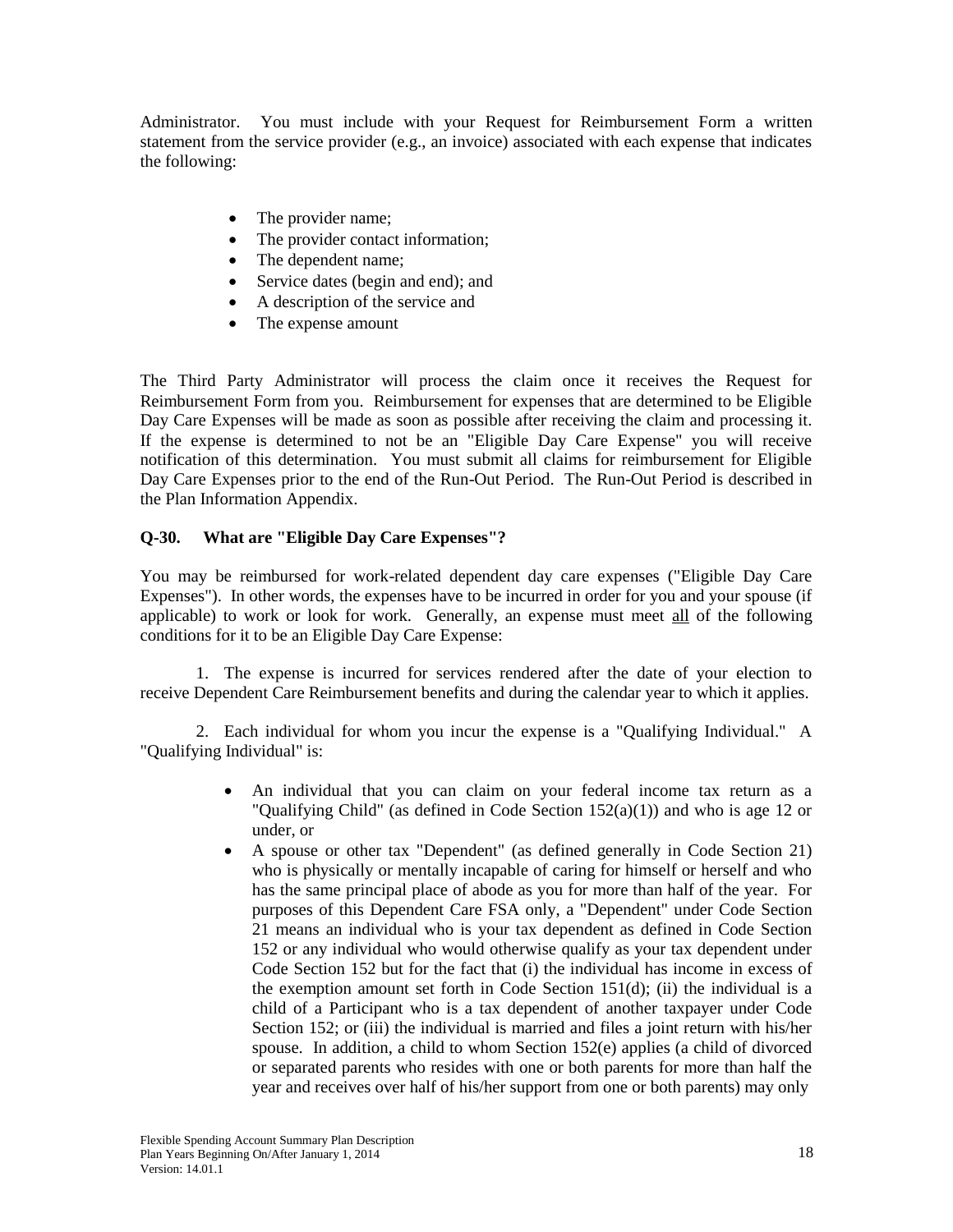Administrator. You must include with your Request for Reimbursement Form a written statement from the service provider (e.g., an invoice) associated with each expense that indicates the following:

- The provider name;
- The provider contact information;
- The dependent name;
- Service dates (begin and end); and
- A description of the service and
- The expense amount

The Third Party Administrator will process the claim once it receives the Request for Reimbursement Form from you. Reimbursement for expenses that are determined to be Eligible Day Care Expenses will be made as soon as possible after receiving the claim and processing it. If the expense is determined to not be an "Eligible Day Care Expense" you will receive notification of this determination. You must submit all claims for reimbursement for Eligible Day Care Expenses prior to the end of the Run-Out Period. The Run-Out Period is described in the Plan Information Appendix.

**Q-30. What are "Eligible Day Care Expenses"?**

You may be reimbursed for work-related dependent day care expenses ("Eligible Day Care Expenses"). In other words, the expenses have to be incurred in order for you and your spouse (if applicable) to work or look for work. Generally, an expense must meet <u>all</u> of the following conditions for it to be an Eligible Day Care Expense:

1. The expense is incurred for services rendered after the date of your election to receive Dependent Care Reimbursement benefits and during the calendar year to which it applies.

2. Each individual for whom you incur the expense is a "Qualifying Individual." A "Qualifying Individual" is:

   - An individual that you can claim on your federal income tax return as a "Qualifying Child" (as defined in Code Section 152(a)(1)) and who is age 12 or under, or
   - A spouse or other tax "Dependent" (as defined generally in Code Section 21) who is physically or mentally incapable of caring for himself or herself and who has the same principal place of abode as you for more than half of the year. For purposes of this Dependent Care FSA only, a "Dependent" under Code Section 21 means an individual who is your tax dependent as defined in Code Section 152 or any individual who would otherwise qualify as your tax dependent under Code Section 152 but for the fact that (i) the individual has income in excess of the exemption amount set forth in Code Section 151(d); (ii) the individual is a child of a Participant who is a tax dependent of another taxpayer under Code Section 152; or (iii) the individual is married and files a joint return with his/her spouse. In addition, a child to whom Section 152(e) applies (a child of divorced or separated parents who resides with one or both parents for more than half the year and receives over half of his/her support from one or both parents) may only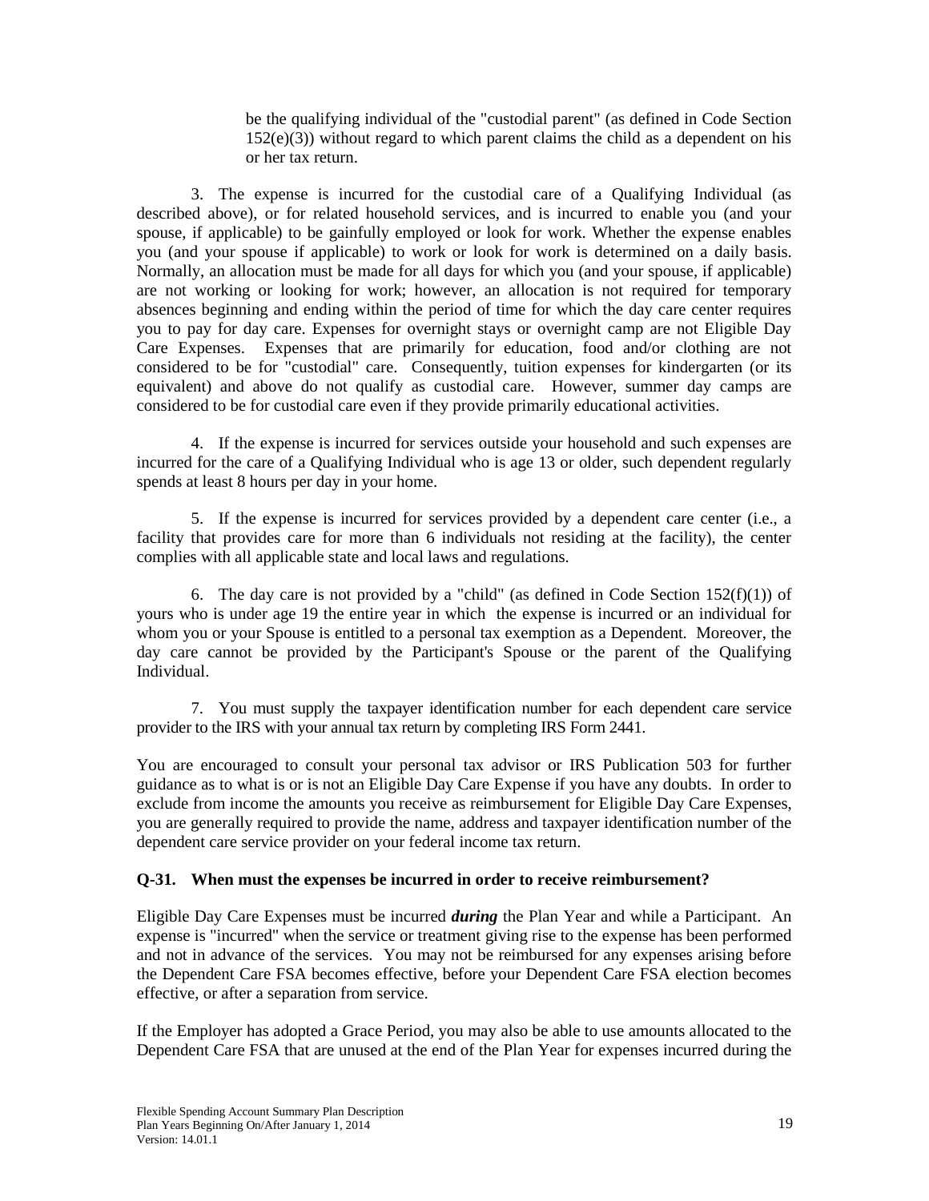be the qualifying individual of the "custodial parent" (as defined in Code Section 152(e)(3)) without regard to which parent claims the child as a dependent on his or her tax return.

3. The expense is incurred for the custodial care of a Qualifying Individual (as described above), or for related household services, and is incurred to enable you (and your spouse, if applicable) to be gainfully employed or look for work. Whether the expense enables you (and your spouse if applicable) to work or look for work is determined on a daily basis. Normally, an allocation must be made for all days for which you (and your spouse, if applicable) are not working or looking for work; however, an allocation is not required for temporary absences beginning and ending within the period of time for which the day care center requires you to pay for day care. Expenses for overnight stays or overnight camp are not Eligible Day Care Expenses. Expenses that are primarily for education, food and/or clothing are not considered to be for "custodial" care. Consequently, tuition expenses for kindergarten (or its equivalent) and above do not qualify as custodial care. However, summer day camps are considered to be for custodial care even if they provide primarily educational activities.

4. If the expense is incurred for services outside your household and such expenses are incurred for the care of a Qualifying Individual who is age 13 or older, such dependent regularly spends at least 8 hours per day in your home.

5. If the expense is incurred for services provided by a dependent care center (i.e., a facility that provides care for more than 6 individuals not residing at the facility), the center complies with all applicable state and local laws and regulations.

6. The day care is not provided by a "child" (as defined in Code Section 152(f)(1)) of yours who is under age 19 the entire year in which the expense is incurred or an individual for whom you or your Spouse is entitled to a personal tax exemption as a Dependent. Moreover, the day care cannot be provided by the Participant's Spouse or the parent of the Qualifying Individual.

7. You must supply the taxpayer identification number for each dependent care service provider to the IRS with your annual tax return by completing IRS Form 2441.

You are encouraged to consult your personal tax advisor or IRS Publication 503 for further guidance as to what is or is not an Eligible Day Care Expense if you have any doubts. In order to exclude from income the amounts you receive as reimbursement for Eligible Day Care Expenses, you are generally required to provide the name, address and taxpayer identification number of the dependent care service provider on your federal income tax return.

**Q-31. When must the expenses be incurred in order to receive reimbursement?**

Eligible Day Care Expenses must be incurred ***during*** the Plan Year and while a Participant. An expense is "incurred" when the service or treatment giving rise to the expense has been performed and not in advance of the services. You may not be reimbursed for any expenses arising before the Dependent Care FSA becomes effective, before your Dependent Care FSA election becomes effective, or after a separation from service.

If the Employer has adopted a Grace Period, you may also be able to use amounts allocated to the Dependent Care FSA that are unused at the end of the Plan Year for expenses incurred during the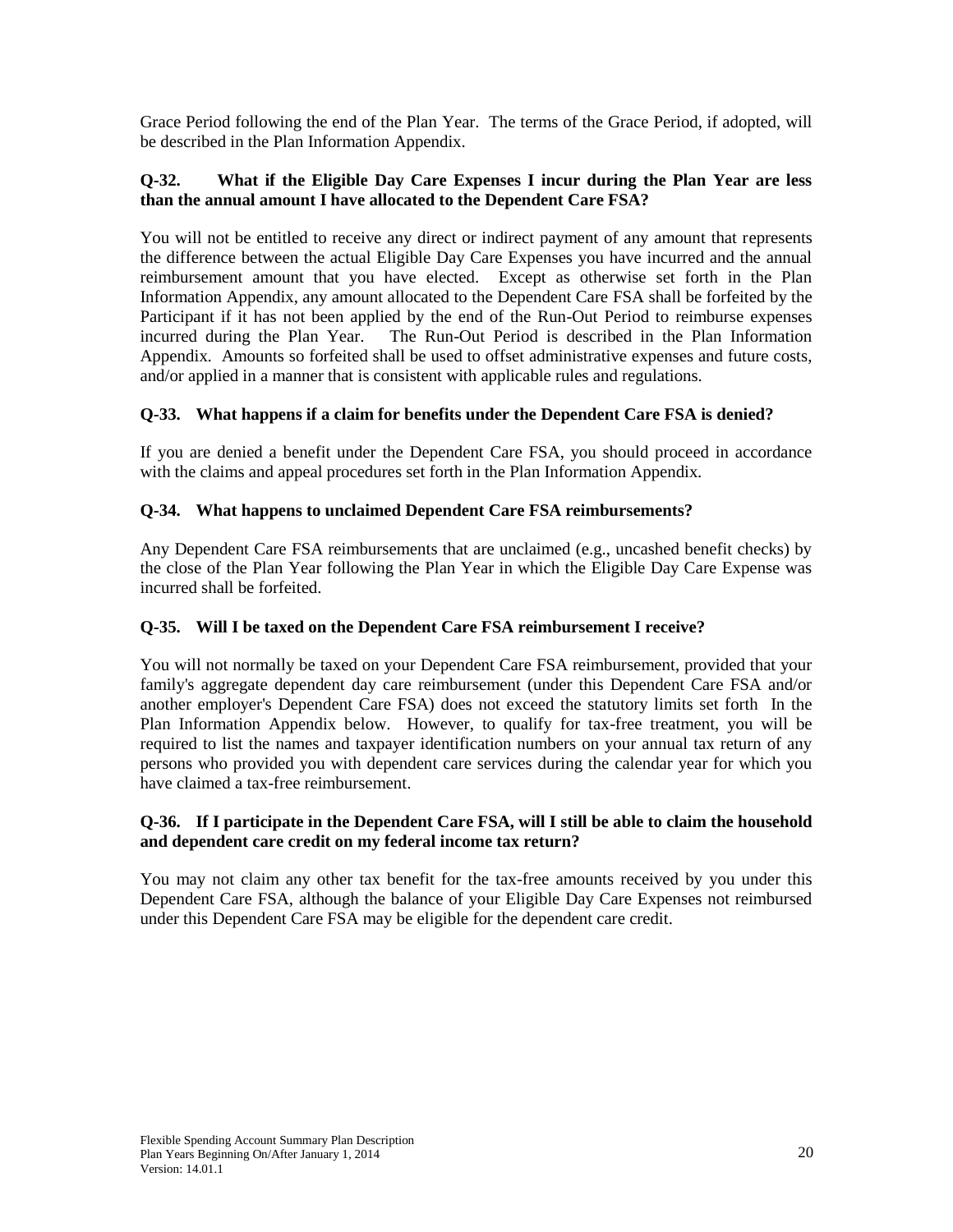Grace Period following the end of the Plan Year. The terms of the Grace Period, if adopted, will be described in the Plan Information Appendix.

**Q-32. What if the Eligible Day Care Expenses I incur during the Plan Year are less than the annual amount I have allocated to the Dependent Care FSA?**

You will not be entitled to receive any direct or indirect payment of any amount that represents the difference between the actual Eligible Day Care Expenses you have incurred and the annual reimbursement amount that you have elected. Except as otherwise set forth in the Plan Information Appendix, any amount allocated to the Dependent Care FSA shall be forfeited by the Participant if it has not been applied by the end of the Run-Out Period to reimburse expenses incurred during the Plan Year. The Run-Out Period is described in the Plan Information Appendix. Amounts so forfeited shall be used to offset administrative expenses and future costs, and/or applied in a manner that is consistent with applicable rules and regulations.

**Q-33. What happens if a claim for benefits under the Dependent Care FSA is denied?**

If you are denied a benefit under the Dependent Care FSA, you should proceed in accordance with the claims and appeal procedures set forth in the Plan Information Appendix.

**Q-34. What happens to unclaimed Dependent Care FSA reimbursements?**

Any Dependent Care FSA reimbursements that are unclaimed (e.g., uncashed benefit checks) by the close of the Plan Year following the Plan Year in which the Eligible Day Care Expense was incurred shall be forfeited.

**Q-35. Will I be taxed on the Dependent Care FSA reimbursement I receive?**

You will not normally be taxed on your Dependent Care FSA reimbursement, provided that your family's aggregate dependent day care reimbursement (under this Dependent Care FSA and/or another employer's Dependent Care FSA) does not exceed the statutory limits set forth In the Plan Information Appendix below. However, to qualify for tax-free treatment, you will be required to list the names and taxpayer identification numbers on your annual tax return of any persons who provided you with dependent care services during the calendar year for which you have claimed a tax-free reimbursement.

**Q-36. If I participate in the Dependent Care FSA, will I still be able to claim the household and dependent care credit on my federal income tax return?**

You may not claim any other tax benefit for the tax-free amounts received by you under this Dependent Care FSA, although the balance of your Eligible Day Care Expenses not reimbursed under this Dependent Care FSA may be eligible for the dependent care credit.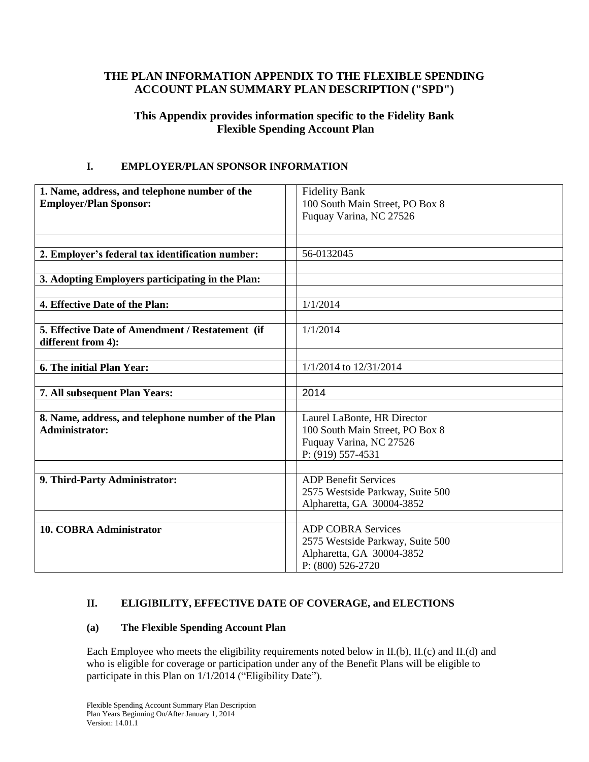# THE PLAN INFORMATION APPENDIX TO THE FLEXIBLE SPENDING ACCOUNT PLAN SUMMARY PLAN DESCRIPTION ("SPD")

## This Appendix provides information specific to the Fidelity Bank Flexible Spending Account Plan

### I. EMPLOYER/PLAN SPONSOR INFORMATION

| | |
|---|---|
| **1. Name, address, and telephone number of the Employer/Plan Sponsor:** | Fidelity Bank<br>100 South Main Street, PO Box 8<br>Fuquay Varina, NC 27526 |
| **2. Employer's federal tax identification number:** | 56-0132045 |
| **3. Adopting Employers participating in the Plan:** | |
| **4. Effective Date of the Plan:** | 1/1/2014 |
| **5. Effective Date of Amendment / Restatement (if different from 4):** | 1/1/2014 |
| **6. The initial Plan Year:** | 1/1/2014 to 12/31/2014 |
| **7. All subsequent Plan Years:** | 2014 |
| **8. Name, address, and telephone number of the Plan Administrator:** | Laurel LaBonte, HR Director<br>100 South Main Street, PO Box 8<br>Fuquay Varina, NC 27526<br>P: (919) 557-4531 |
| **9. Third-Party Administrator:** | ADP Benefit Services<br>2575 Westside Parkway, Suite 500<br>Alpharetta, GA 30004-3852 |
| **10. COBRA Administrator** | ADP COBRA Services<br>2575 Westside Parkway, Suite 500<br>Alpharetta, GA 30004-3852<br>P: (800) 526-2720 |

### II. ELIGIBILITY, EFFECTIVE DATE OF COVERAGE, and ELECTIONS

#### (a) The Flexible Spending Account Plan

Each Employee who meets the eligibility requirements noted below in II.(b), II.(c) and II.(d) and who is eligible for coverage or participation under any of the Benefit Plans will be eligible to participate in this Plan on 1/1/2014 ("Eligibility Date").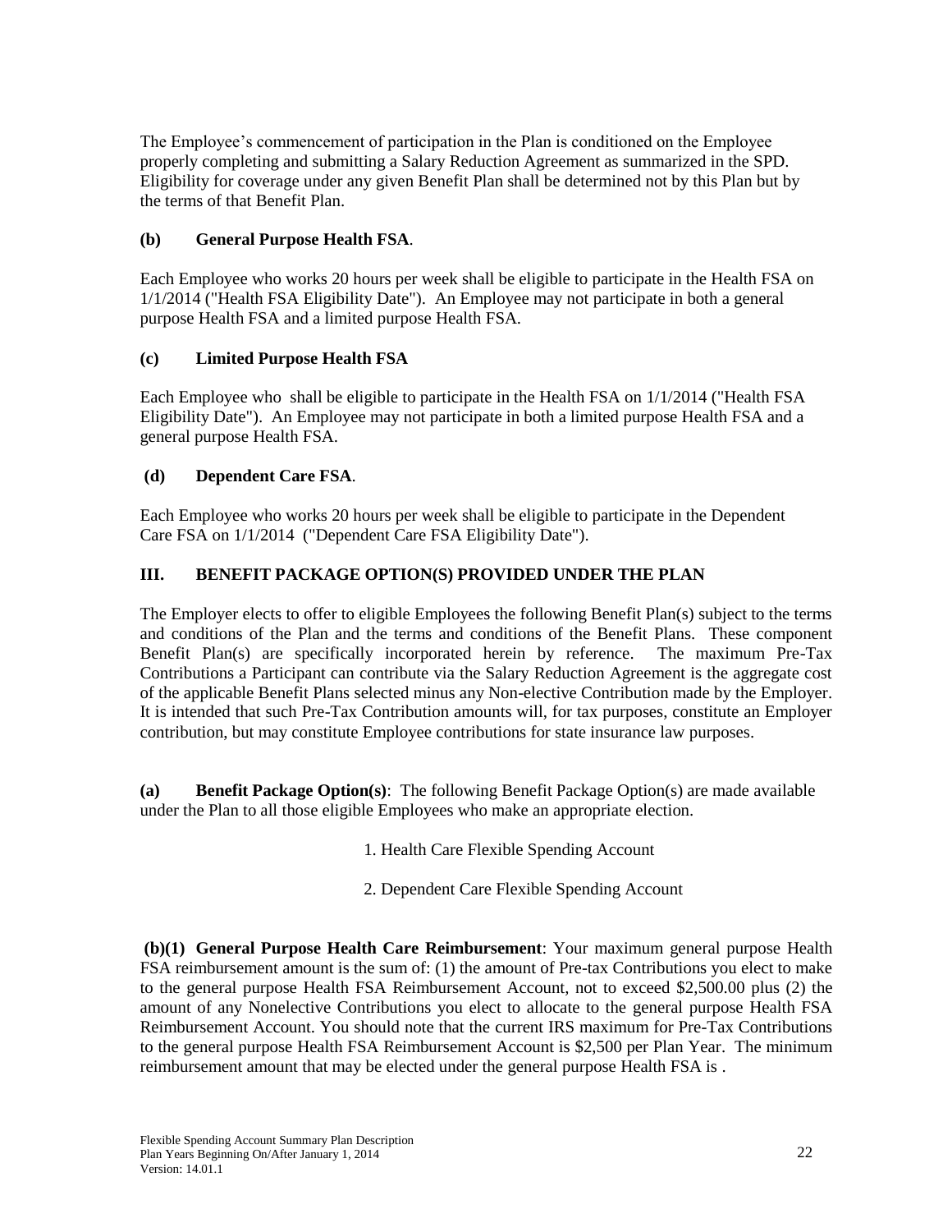The Employee's commencement of participation in the Plan is conditioned on the Employee properly completing and submitting a Salary Reduction Agreement as summarized in the SPD. Eligibility for coverage under any given Benefit Plan shall be determined not by this Plan but by the terms of that Benefit Plan.

**(b) General Purpose Health FSA**.

Each Employee who works 20 hours per week shall be eligible to participate in the Health FSA on 1/1/2014 ("Health FSA Eligibility Date"). An Employee may not participate in both a general purpose Health FSA and a limited purpose Health FSA.

**(c) Limited Purpose Health FSA**

Each Employee who shall be eligible to participate in the Health FSA on 1/1/2014 ("Health FSA Eligibility Date"). An Employee may not participate in both a limited purpose Health FSA and a general purpose Health FSA.

**(d) Dependent Care FSA**.

Each Employee who works 20 hours per week shall be eligible to participate in the Dependent Care FSA on 1/1/2014 ("Dependent Care FSA Eligibility Date").

## III. BENEFIT PACKAGE OPTION(S) PROVIDED UNDER THE PLAN

The Employer elects to offer to eligible Employees the following Benefit Plan(s) subject to the terms and conditions of the Plan and the terms and conditions of the Benefit Plans. These component Benefit Plan(s) are specifically incorporated herein by reference. The maximum Pre-Tax Contributions a Participant can contribute via the Salary Reduction Agreement is the aggregate cost of the applicable Benefit Plans selected minus any Non-elective Contribution made by the Employer. It is intended that such Pre-Tax Contribution amounts will, for tax purposes, constitute an Employer contribution, but may constitute Employee contributions for state insurance law purposes.

**(a) Benefit Package Option(s)**: The following Benefit Package Option(s) are made available under the Plan to all those eligible Employees who make an appropriate election.

1. Health Care Flexible Spending Account
2. Dependent Care Flexible Spending Account

**(b)(1) General Purpose Health Care Reimbursement**: Your maximum general purpose Health FSA reimbursement amount is the sum of: (1) the amount of Pre-tax Contributions you elect to make to the general purpose Health FSA Reimbursement Account, not to exceed $2,500.00 plus (2) the amount of any Nonelective Contributions you elect to allocate to the general purpose Health FSA Reimbursement Account. You should note that the current IRS maximum for Pre-Tax Contributions to the general purpose Health FSA Reimbursement Account is $2,500 per Plan Year. The minimum reimbursement amount that may be elected under the general purpose Health FSA is .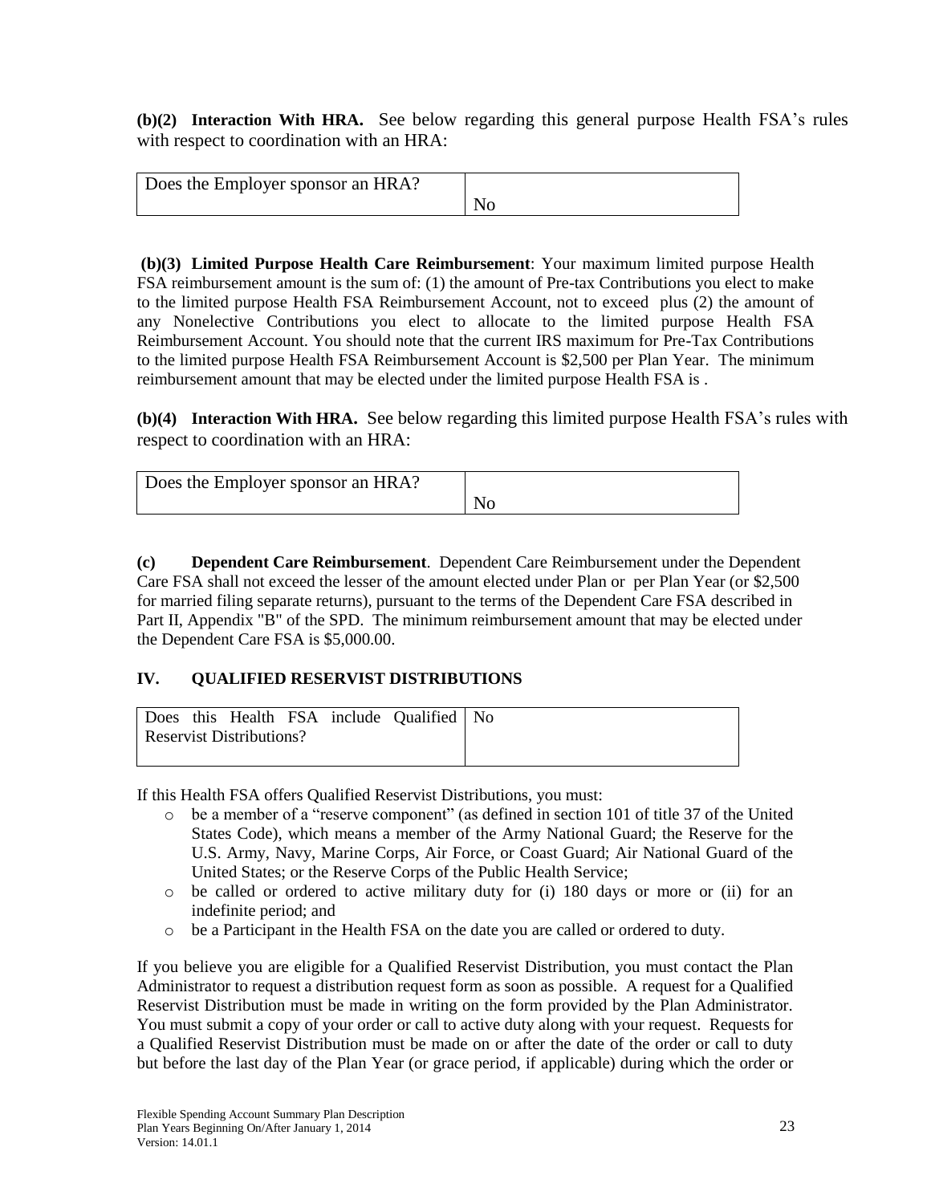**(b)(2) Interaction With HRA.** See below regarding this general purpose Health FSA's rules with respect to coordination with an HRA:

| Does the Employer sponsor an HRA? | No |
|---|---|

**(b)(3) Limited Purpose Health Care Reimbursement**: Your maximum limited purpose Health FSA reimbursement amount is the sum of: (1) the amount of Pre-tax Contributions you elect to make to the limited purpose Health FSA Reimbursement Account, not to exceed plus (2) the amount of any Nonelective Contributions you elect to allocate to the limited purpose Health FSA Reimbursement Account. You should note that the current IRS maximum for Pre-Tax Contributions to the limited purpose Health FSA Reimbursement Account is $2,500 per Plan Year. The minimum reimbursement amount that may be elected under the limited purpose Health FSA is .

**(b)(4) Interaction With HRA.** See below regarding this limited purpose Health FSA's rules with respect to coordination with an HRA:

| Does the Employer sponsor an HRA? | No |
|---|---|

**(c) Dependent Care Reimbursement**. Dependent Care Reimbursement under the Dependent Care FSA shall not exceed the lesser of the amount elected under Plan or per Plan Year (or $2,500 for married filing separate returns), pursuant to the terms of the Dependent Care FSA described in Part II, Appendix "B" of the SPD. The minimum reimbursement amount that may be elected under the Dependent Care FSA is $5,000.00.

## IV. QUALIFIED RESERVIST DISTRIBUTIONS

| Does this Health FSA include Qualified Reservist Distributions? | No |
|---|---|

If this Health FSA offers Qualified Reservist Distributions, you must:

- be a member of a "reserve component" (as defined in section 101 of title 37 of the United States Code), which means a member of the Army National Guard; the Reserve for the U.S. Army, Navy, Marine Corps, Air Force, or Coast Guard; Air National Guard of the United States; or the Reserve Corps of the Public Health Service;
- be called or ordered to active military duty for (i) 180 days or more or (ii) for an indefinite period; and
- be a Participant in the Health FSA on the date you are called or ordered to duty.

If you believe you are eligible for a Qualified Reservist Distribution, you must contact the Plan Administrator to request a distribution request form as soon as possible. A request for a Qualified Reservist Distribution must be made in writing on the form provided by the Plan Administrator. You must submit a copy of your order or call to active duty along with your request. Requests for a Qualified Reservist Distribution must be made on or after the date of the order or call to duty but before the last day of the Plan Year (or grace period, if applicable) during which the order or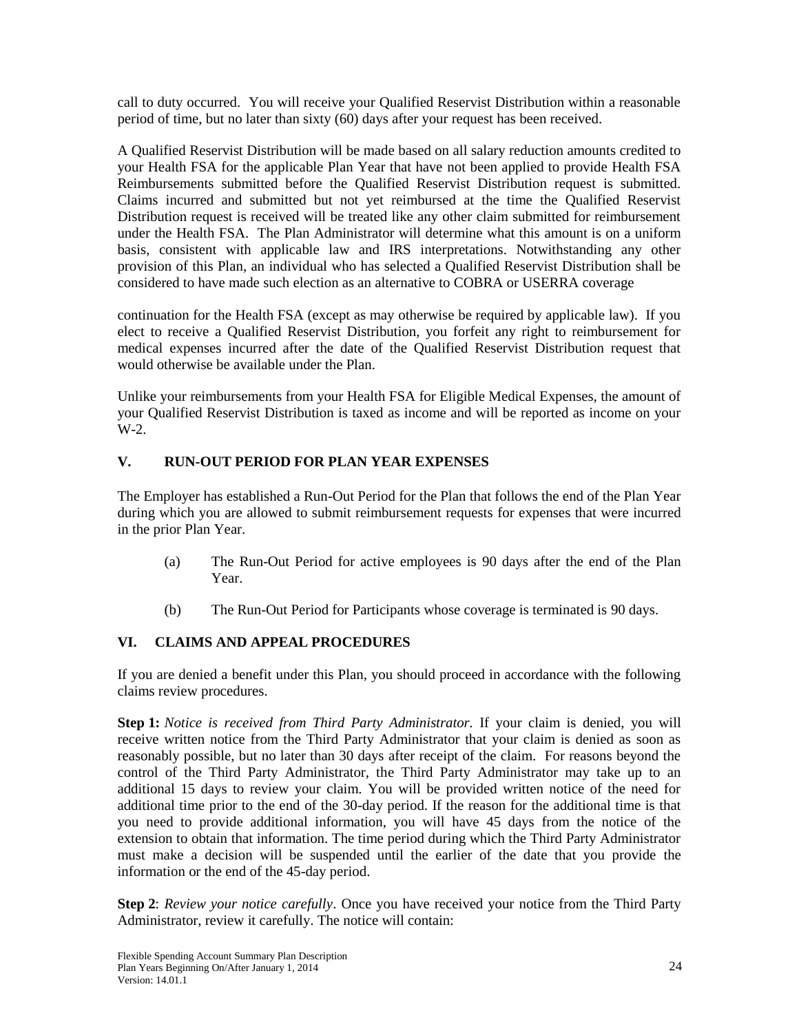call to duty occurred. You will receive your Qualified Reservist Distribution within a reasonable period of time, but no later than sixty (60) days after your request has been received.

A Qualified Reservist Distribution will be made based on all salary reduction amounts credited to your Health FSA for the applicable Plan Year that have not been applied to provide Health FSA Reimbursements submitted before the Qualified Reservist Distribution request is submitted. Claims incurred and submitted but not yet reimbursed at the time the Qualified Reservist Distribution request is received will be treated like any other claim submitted for reimbursement under the Health FSA. The Plan Administrator will determine what this amount is on a uniform basis, consistent with applicable law and IRS interpretations. Notwithstanding any other provision of this Plan, an individual who has selected a Qualified Reservist Distribution shall be considered to have made such election as an alternative to COBRA or USERRA coverage

continuation for the Health FSA (except as may otherwise be required by applicable law). If you elect to receive a Qualified Reservist Distribution, you forfeit any right to reimbursement for medical expenses incurred after the date of the Qualified Reservist Distribution request that would otherwise be available under the Plan.

Unlike your reimbursements from your Health FSA for Eligible Medical Expenses, the amount of your Qualified Reservist Distribution is taxed as income and will be reported as income on your W-2.

## V. RUN-OUT PERIOD FOR PLAN YEAR EXPENSES

The Employer has established a Run-Out Period for the Plan that follows the end of the Plan Year during which you are allowed to submit reimbursement requests for expenses that were incurred in the prior Plan Year.

(a) The Run-Out Period for active employees is 90 days after the end of the Plan Year.

(b) The Run-Out Period for Participants whose coverage is terminated is 90 days.

## VI. CLAIMS AND APPEAL PROCEDURES

If you are denied a benefit under this Plan, you should proceed in accordance with the following claims review procedures.

**Step 1:** *Notice is received from Third Party Administrator.* If your claim is denied, you will receive written notice from the Third Party Administrator that your claim is denied as soon as reasonably possible, but no later than 30 days after receipt of the claim. For reasons beyond the control of the Third Party Administrator, the Third Party Administrator may take up to an additional 15 days to review your claim. You will be provided written notice of the need for additional time prior to the end of the 30-day period. If the reason for the additional time is that you need to provide additional information, you will have 45 days from the notice of the extension to obtain that information. The time period during which the Third Party Administrator must make a decision will be suspended until the earlier of the date that you provide the information or the end of the 45-day period.

**Step 2**: *Review your notice carefully*. Once you have received your notice from the Third Party Administrator, review it carefully. The notice will contain: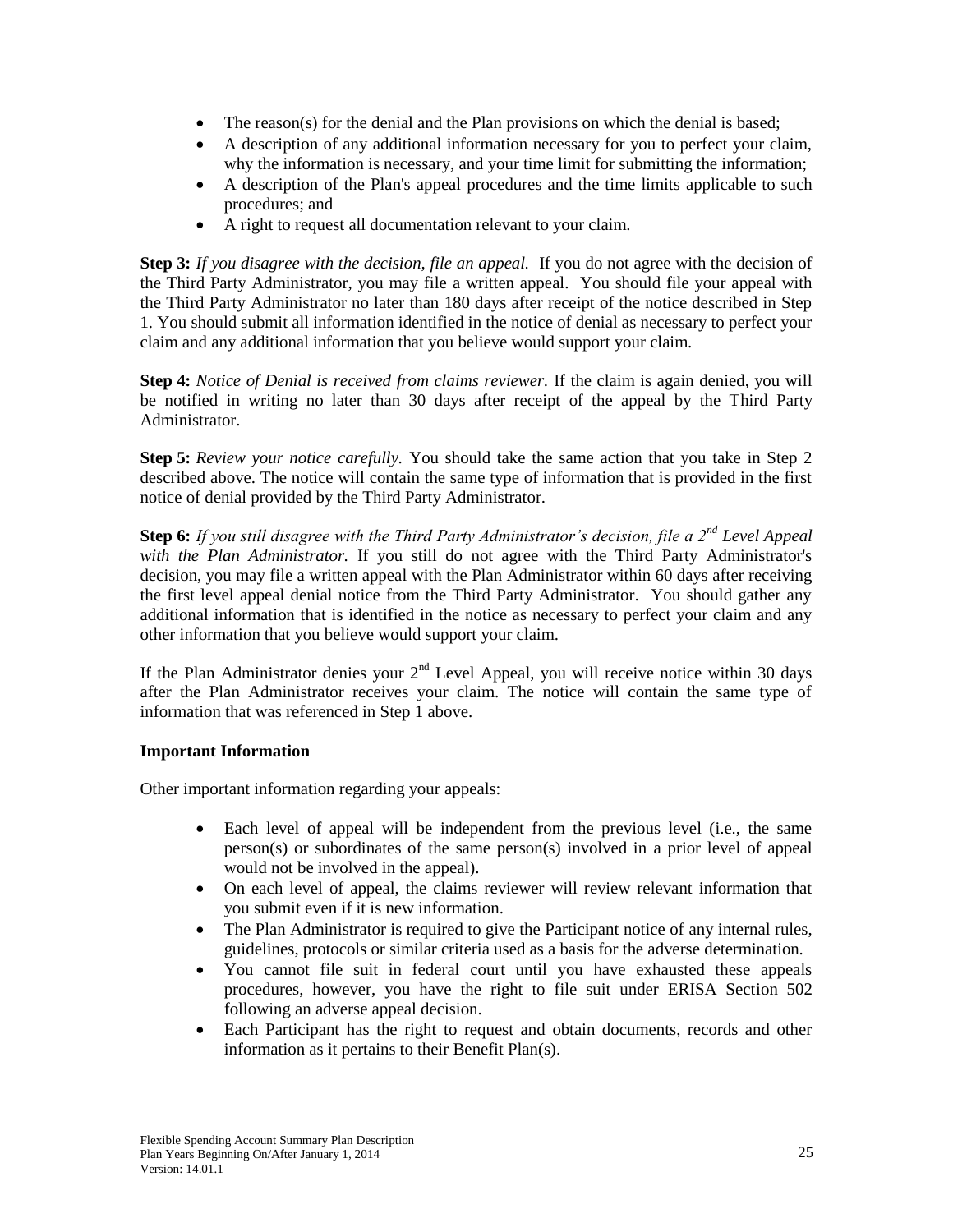- The reason(s) for the denial and the Plan provisions on which the denial is based;
- A description of any additional information necessary for you to perfect your claim, why the information is necessary, and your time limit for submitting the information;
- A description of the Plan's appeal procedures and the time limits applicable to such procedures; and
- A right to request all documentation relevant to your claim.

**Step 3:** *If you disagree with the decision, file an appeal.* If you do not agree with the decision of the Third Party Administrator, you may file a written appeal. You should file your appeal with the Third Party Administrator no later than 180 days after receipt of the notice described in Step 1. You should submit all information identified in the notice of denial as necessary to perfect your claim and any additional information that you believe would support your claim.

**Step 4:** *Notice of Denial is received from claims reviewer.* If the claim is again denied, you will be notified in writing no later than 30 days after receipt of the appeal by the Third Party Administrator.

**Step 5:** *Review your notice carefully.* You should take the same action that you take in Step 2 described above. The notice will contain the same type of information that is provided in the first notice of denial provided by the Third Party Administrator.

**Step 6:** *If you still disagree with the Third Party Administrator's decision, file a 2nd Level Appeal with the Plan Administrator.* If you still do not agree with the Third Party Administrator's decision, you may file a written appeal with the Plan Administrator within 60 days after receiving the first level appeal denial notice from the Third Party Administrator. You should gather any additional information that is identified in the notice as necessary to perfect your claim and any other information that you believe would support your claim.

If the Plan Administrator denies your 2nd Level Appeal, you will receive notice within 30 days after the Plan Administrator receives your claim. The notice will contain the same type of information that was referenced in Step 1 above.

**Important Information**

Other important information regarding your appeals:

- Each level of appeal will be independent from the previous level (i.e., the same person(s) or subordinates of the same person(s) involved in a prior level of appeal would not be involved in the appeal).
- On each level of appeal, the claims reviewer will review relevant information that you submit even if it is new information.
- The Plan Administrator is required to give the Participant notice of any internal rules, guidelines, protocols or similar criteria used as a basis for the adverse determination.
- You cannot file suit in federal court until you have exhausted these appeals procedures, however, you have the right to file suit under ERISA Section 502 following an adverse appeal decision.
- Each Participant has the right to request and obtain documents, records and other information as it pertains to their Benefit Plan(s).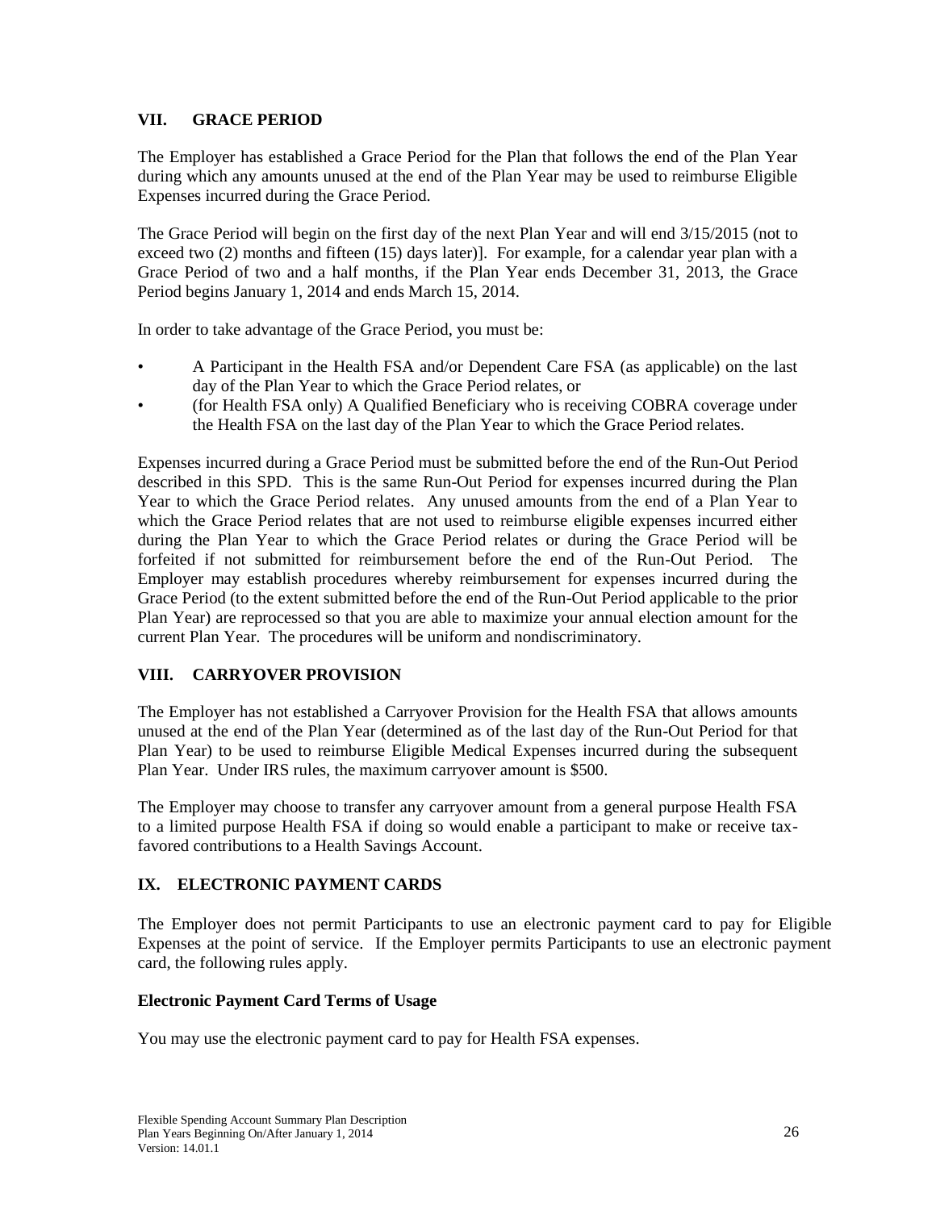## VII. GRACE PERIOD

The Employer has established a Grace Period for the Plan that follows the end of the Plan Year during which any amounts unused at the end of the Plan Year may be used to reimburse Eligible Expenses incurred during the Grace Period.

The Grace Period will begin on the first day of the next Plan Year and will end 3/15/2015 (not to exceed two (2) months and fifteen (15) days later)]. For example, for a calendar year plan with a Grace Period of two and a half months, if the Plan Year ends December 31, 2013, the Grace Period begins January 1, 2014 and ends March 15, 2014.

In order to take advantage of the Grace Period, you must be:

- A Participant in the Health FSA and/or Dependent Care FSA (as applicable) on the last day of the Plan Year to which the Grace Period relates, or
- (for Health FSA only) A Qualified Beneficiary who is receiving COBRA coverage under the Health FSA on the last day of the Plan Year to which the Grace Period relates.

Expenses incurred during a Grace Period must be submitted before the end of the Run-Out Period described in this SPD. This is the same Run-Out Period for expenses incurred during the Plan Year to which the Grace Period relates. Any unused amounts from the end of a Plan Year to which the Grace Period relates that are not used to reimburse eligible expenses incurred either during the Plan Year to which the Grace Period relates or during the Grace Period will be forfeited if not submitted for reimbursement before the end of the Run-Out Period. The Employer may establish procedures whereby reimbursement for expenses incurred during the Grace Period (to the extent submitted before the end of the Run-Out Period applicable to the prior Plan Year) are reprocessed so that you are able to maximize your annual election amount for the current Plan Year. The procedures will be uniform and nondiscriminatory.

## VIII. CARRYOVER PROVISION

The Employer has not established a Carryover Provision for the Health FSA that allows amounts unused at the end of the Plan Year (determined as of the last day of the Run-Out Period for that Plan Year) to be used to reimburse Eligible Medical Expenses incurred during the subsequent Plan Year. Under IRS rules, the maximum carryover amount is $500.

The Employer may choose to transfer any carryover amount from a general purpose Health FSA to a limited purpose Health FSA if doing so would enable a participant to make or receive tax-favored contributions to a Health Savings Account.

## IX. ELECTRONIC PAYMENT CARDS

The Employer does not permit Participants to use an electronic payment card to pay for Eligible Expenses at the point of service. If the Employer permits Participants to use an electronic payment card, the following rules apply.

**Electronic Payment Card Terms of Usage**

You may use the electronic payment card to pay for Health FSA expenses.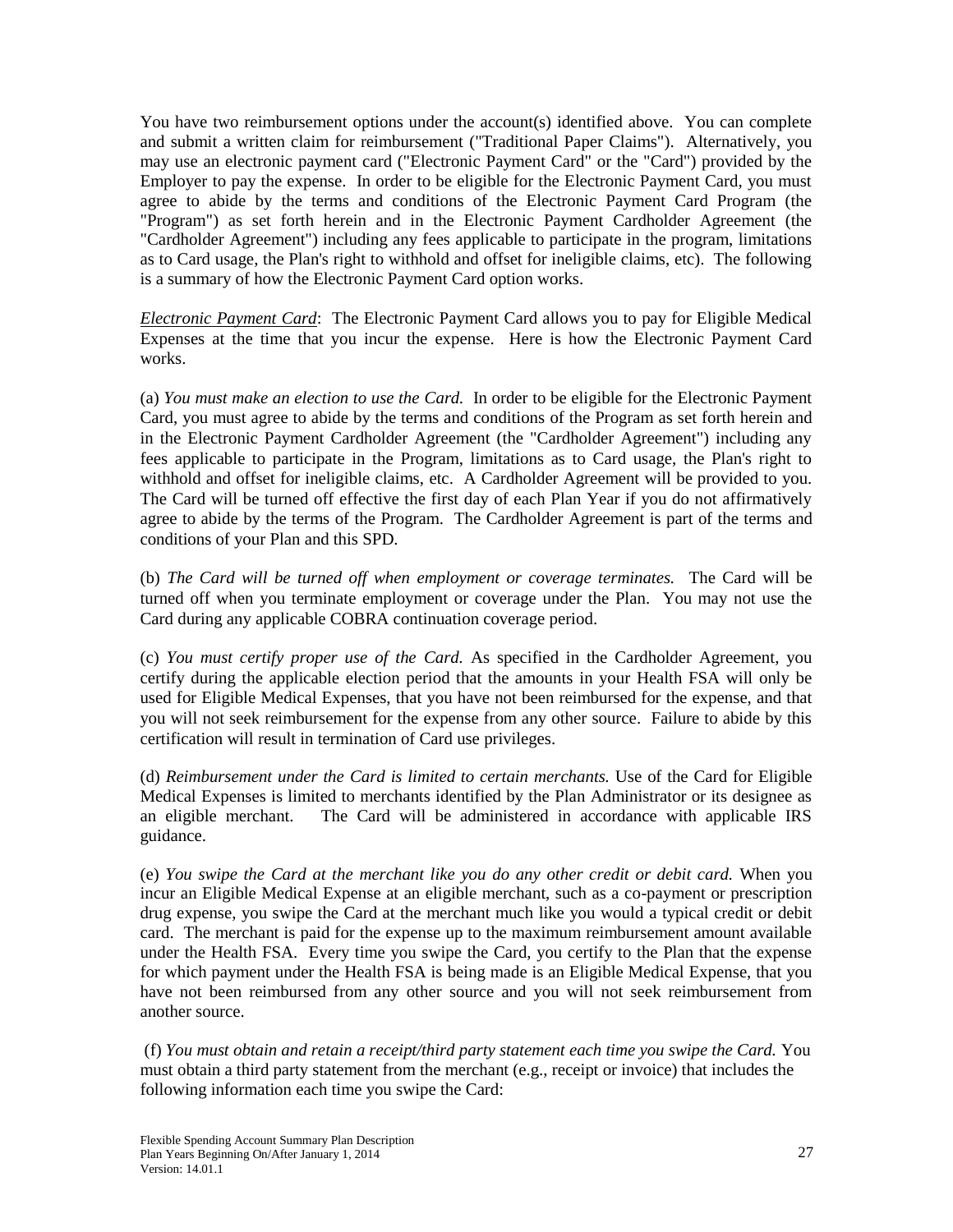You have two reimbursement options under the account(s) identified above. You can complete and submit a written claim for reimbursement ("Traditional Paper Claims"). Alternatively, you may use an electronic payment card ("Electronic Payment Card" or the "Card") provided by the Employer to pay the expense. In order to be eligible for the Electronic Payment Card, you must agree to abide by the terms and conditions of the Electronic Payment Card Program (the "Program") as set forth herein and in the Electronic Payment Cardholder Agreement (the "Cardholder Agreement") including any fees applicable to participate in the program, limitations as to Card usage, the Plan's right to withhold and offset for ineligible claims, etc). The following is a summary of how the Electronic Payment Card option works.

*<u>Electronic Payment Card</u>*: The Electronic Payment Card allows you to pay for Eligible Medical Expenses at the time that you incur the expense. Here is how the Electronic Payment Card works.

(a) *You must make an election to use the Card.* In order to be eligible for the Electronic Payment Card, you must agree to abide by the terms and conditions of the Program as set forth herein and in the Electronic Payment Cardholder Agreement (the "Cardholder Agreement") including any fees applicable to participate in the Program, limitations as to Card usage, the Plan's right to withhold and offset for ineligible claims, etc. A Cardholder Agreement will be provided to you. The Card will be turned off effective the first day of each Plan Year if you do not affirmatively agree to abide by the terms of the Program. The Cardholder Agreement is part of the terms and conditions of your Plan and this SPD.

(b) *The Card will be turned off when employment or coverage terminates.* The Card will be turned off when you terminate employment or coverage under the Plan. You may not use the Card during any applicable COBRA continuation coverage period.

(c) *You must certify proper use of the Card.* As specified in the Cardholder Agreement, you certify during the applicable election period that the amounts in your Health FSA will only be used for Eligible Medical Expenses, that you have not been reimbursed for the expense, and that you will not seek reimbursement for the expense from any other source. Failure to abide by this certification will result in termination of Card use privileges.

(d) *Reimbursement under the Card is limited to certain merchants.* Use of the Card for Eligible Medical Expenses is limited to merchants identified by the Plan Administrator or its designee as an eligible merchant. The Card will be administered in accordance with applicable IRS guidance.

(e) *You swipe the Card at the merchant like you do any other credit or debit card.* When you incur an Eligible Medical Expense at an eligible merchant, such as a co-payment or prescription drug expense, you swipe the Card at the merchant much like you would a typical credit or debit card. The merchant is paid for the expense up to the maximum reimbursement amount available under the Health FSA. Every time you swipe the Card, you certify to the Plan that the expense for which payment under the Health FSA is being made is an Eligible Medical Expense, that you have not been reimbursed from any other source and you will not seek reimbursement from another source.

(f) *You must obtain and retain a receipt/third party statement each time you swipe the Card.* You must obtain a third party statement from the merchant (e.g., receipt or invoice) that includes the following information each time you swipe the Card: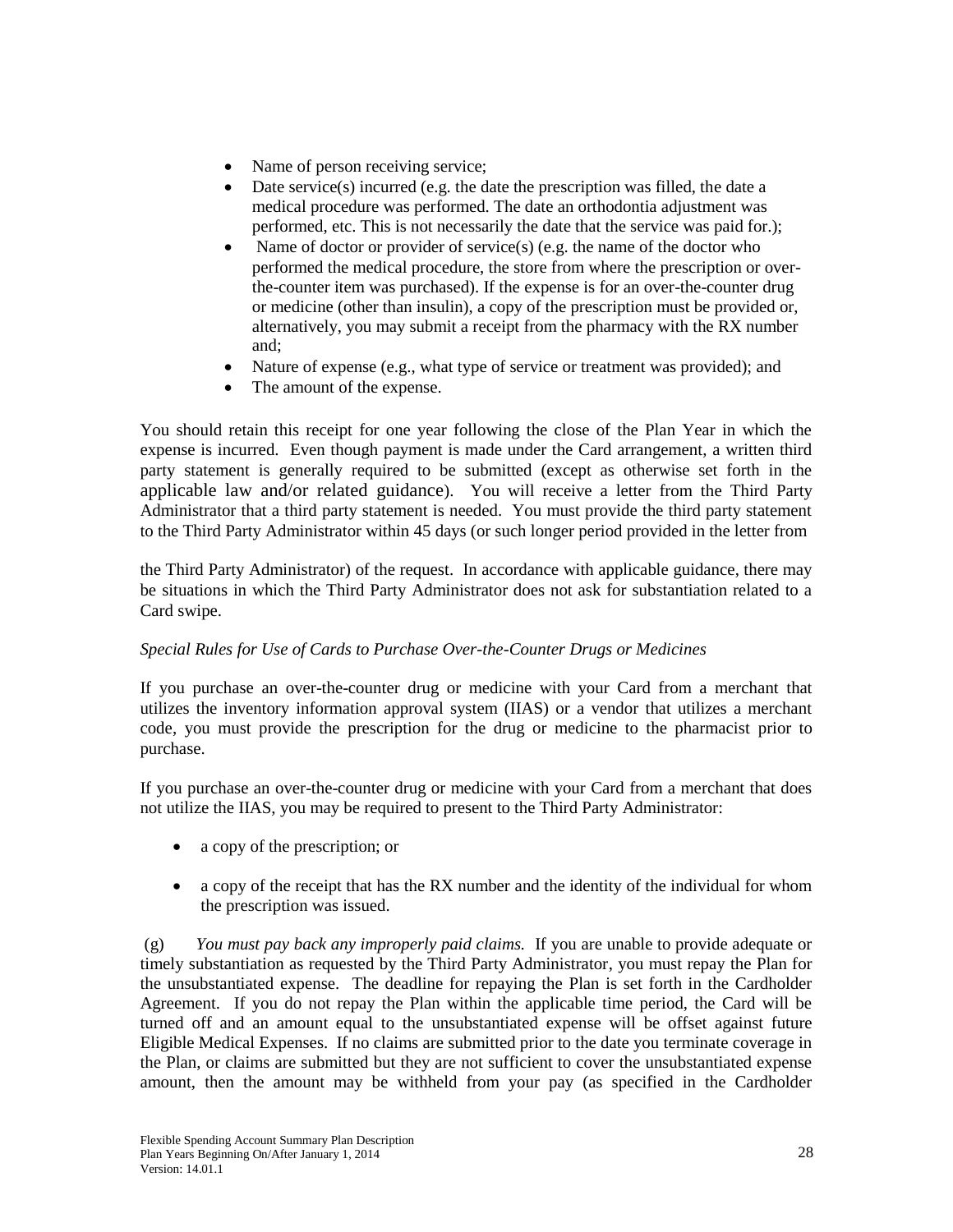- Name of person receiving service;
- Date service(s) incurred (e.g. the date the prescription was filled, the date a medical procedure was performed. The date an orthodontia adjustment was performed, etc. This is not necessarily the date that the service was paid for.);
- Name of doctor or provider of service(s) (e.g. the name of the doctor who performed the medical procedure, the store from where the prescription or over-the-counter item was purchased). If the expense is for an over-the-counter drug or medicine (other than insulin), a copy of the prescription must be provided or, alternatively, you may submit a receipt from the pharmacy with the RX number and;
- Nature of expense (e.g., what type of service or treatment was provided); and
- The amount of the expense.

You should retain this receipt for one year following the close of the Plan Year in which the expense is incurred. Even though payment is made under the Card arrangement, a written third party statement is generally required to be submitted (except as otherwise set forth in the applicable law and/or related guidance). You will receive a letter from the Third Party Administrator that a third party statement is needed. You must provide the third party statement to the Third Party Administrator within 45 days (or such longer period provided in the letter from the Third Party Administrator) of the request. In accordance with applicable guidance, there may be situations in which the Third Party Administrator does not ask for substantiation related to a Card swipe.

*Special Rules for Use of Cards to Purchase Over-the-Counter Drugs or Medicines*

If you purchase an over-the-counter drug or medicine with your Card from a merchant that utilizes the inventory information approval system (IIAS) or a vendor that utilizes a merchant code, you must provide the prescription for the drug or medicine to the pharmacist prior to purchase.

If you purchase an over-the-counter drug or medicine with your Card from a merchant that does not utilize the IIAS, you may be required to present to the Third Party Administrator:

- a copy of the prescription; or
- a copy of the receipt that has the RX number and the identity of the individual for whom the prescription was issued.

(g) *You must pay back any improperly paid claims.* If you are unable to provide adequate or timely substantiation as requested by the Third Party Administrator, you must repay the Plan for the unsubstantiated expense. The deadline for repaying the Plan is set forth in the Cardholder Agreement. If you do not repay the Plan within the applicable time period, the Card will be turned off and an amount equal to the unsubstantiated expense will be offset against future Eligible Medical Expenses. If no claims are submitted prior to the date you terminate coverage in the Plan, or claims are submitted but they are not sufficient to cover the unsubstantiated expense amount, then the amount may be withheld from your pay (as specified in the Cardholder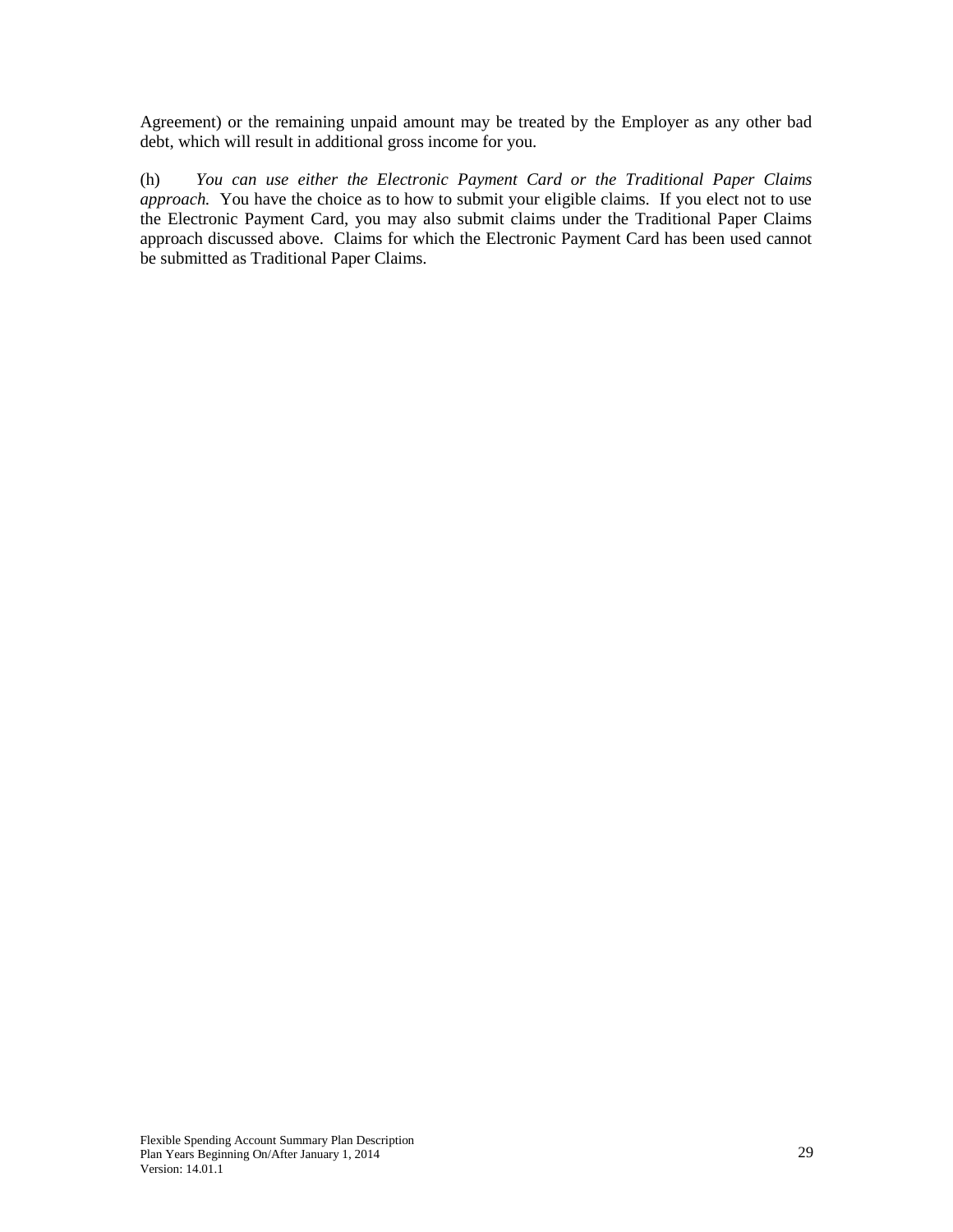Agreement) or the remaining unpaid amount may be treated by the Employer as any other bad debt, which will result in additional gross income for you.

(h) *You can use either the Electronic Payment Card or the Traditional Paper Claims approach.* You have the choice as to how to submit your eligible claims. If you elect not to use the Electronic Payment Card, you may also submit claims under the Traditional Paper Claims approach discussed above. Claims for which the Electronic Payment Card has been used cannot be submitted as Traditional Paper Claims.